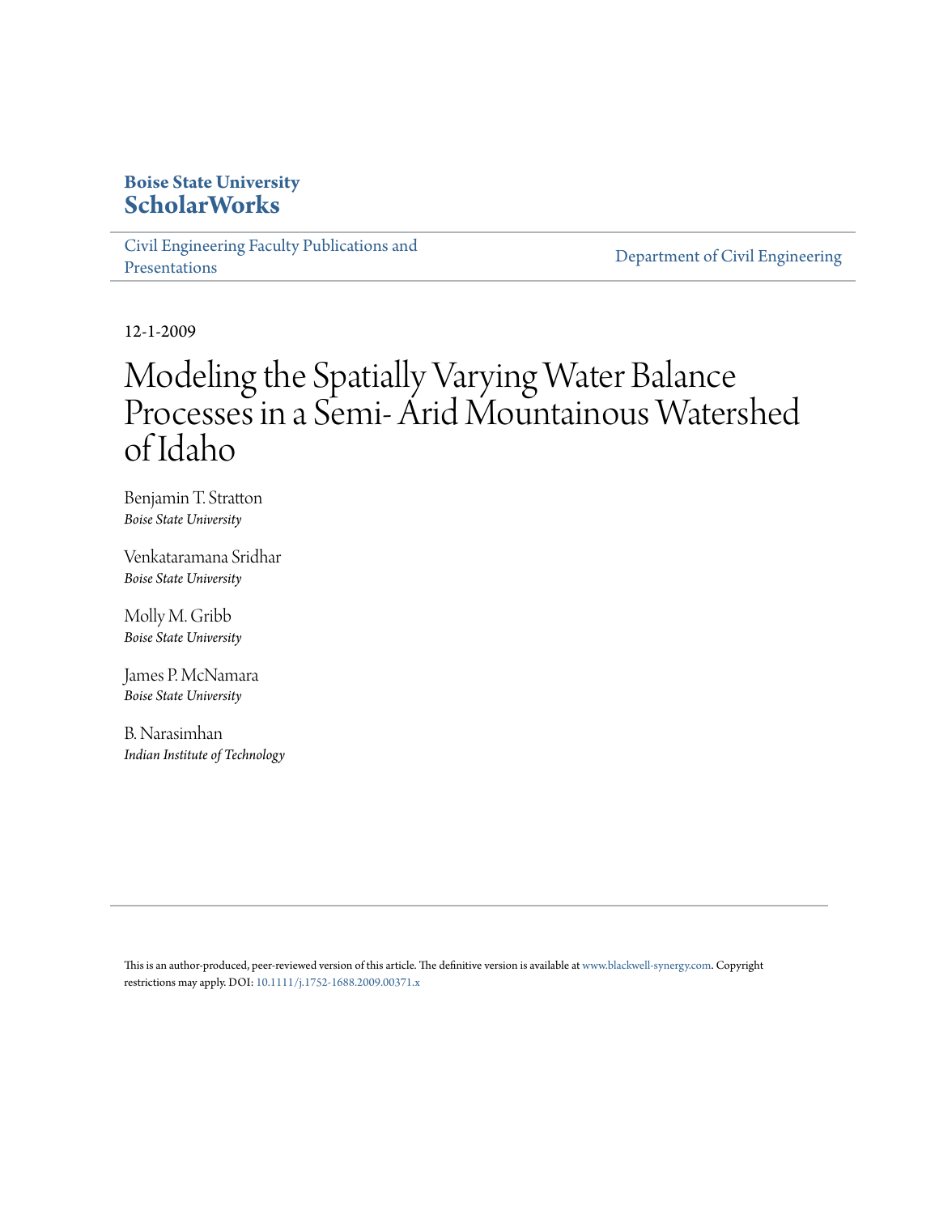**Boise State University**
**ScholarWorks**

Civil Engineering Faculty Publications and Presentations

Department of Civil Engineering

12-1-2009

# Modeling the Spatially Varying Water Balance Processes in a Semi- Arid Mountainous Watershed of Idaho

Benjamin T. Stratton
*Boise State University*

Venkataramana Sridhar
*Boise State University*

Molly M. Gribb
*Boise State University*

James P. McNamara
*Boise State University*

B. Narasimhan
*Indian Institute of Technology*

This is an author-produced, peer-reviewed version of this article. The definitive version is available at www.blackwell-synergy.com. Copyright restrictions may apply. DOI: 10.1111/j.1752-1688.2009.00371.x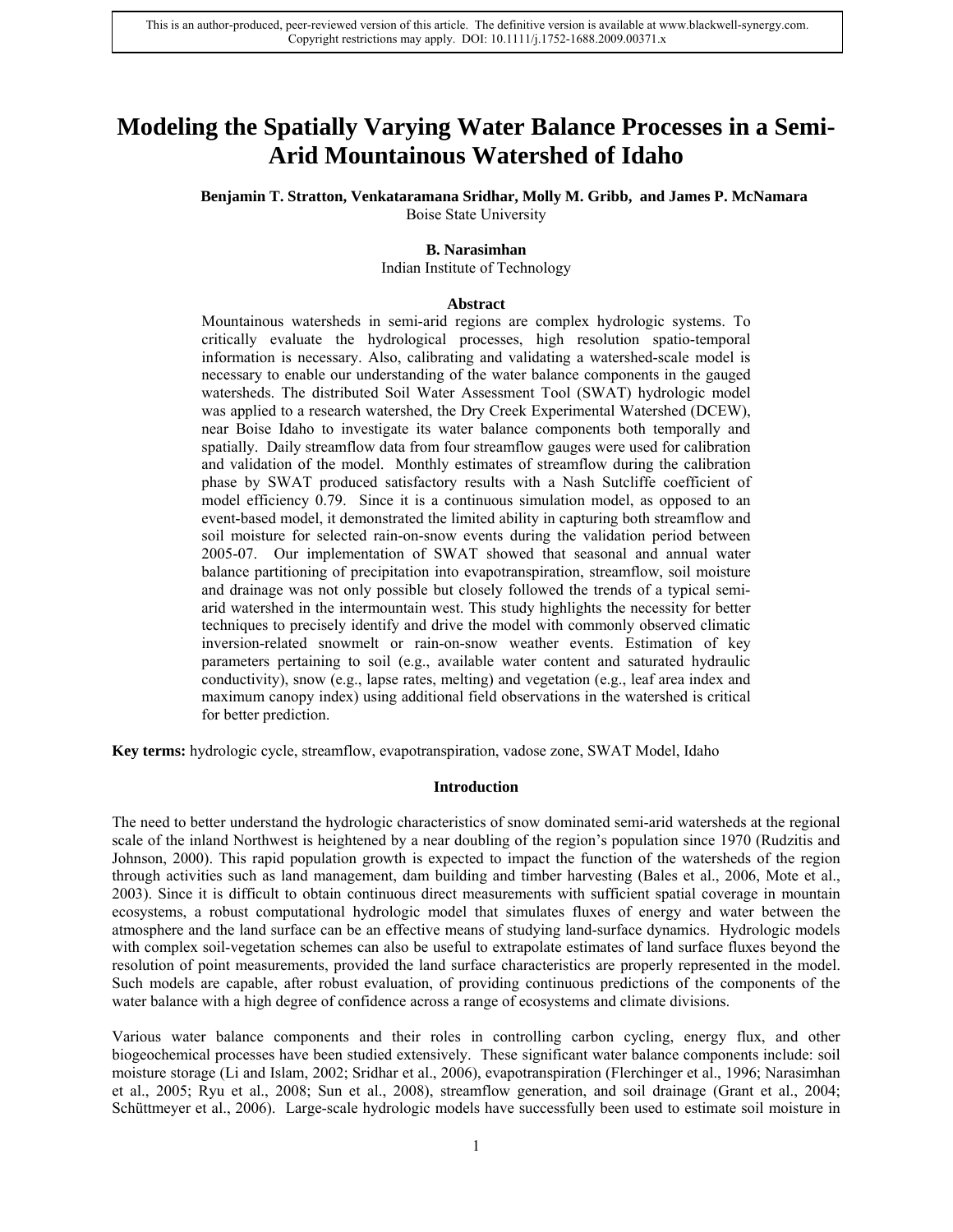This is an author-produced, peer-reviewed version of this article. The definitive version is available at www.blackwell-synergy.com. Copyright restrictions may apply. DOI: 10.1111/j.1752-1688.2009.00371.x

# Modeling the Spatially Varying Water Balance Processes in a Semi-Arid Mountainous Watershed of Idaho

**Benjamin T. Stratton, Venkataramana Sridhar, Molly M. Gribb, and James P. McNamara**
Boise State University

**B. Narasimhan**
Indian Institute of Technology

### Abstract

Mountainous watersheds in semi-arid regions are complex hydrologic systems. To critically evaluate the hydrological processes, high resolution spatio-temporal information is necessary. Also, calibrating and validating a watershed-scale model is necessary to enable our understanding of the water balance components in the gauged watersheds. The distributed Soil Water Assessment Tool (SWAT) hydrologic model was applied to a research watershed, the Dry Creek Experimental Watershed (DCEW), near Boise Idaho to investigate its water balance components both temporally and spatially. Daily streamflow data from four streamflow gauges were used for calibration and validation of the model. Monthly estimates of streamflow during the calibration phase by SWAT produced satisfactory results with a Nash Sutcliffe coefficient of model efficiency 0.79. Since it is a continuous simulation model, as opposed to an event-based model, it demonstrated the limited ability in capturing both streamflow and soil moisture for selected rain-on-snow events during the validation period between 2005-07. Our implementation of SWAT showed that seasonal and annual water balance partitioning of precipitation into evapotranspiration, streamflow, soil moisture and drainage was not only possible but closely followed the trends of a typical semi-arid watershed in the intermountain west. This study highlights the necessity for better techniques to precisely identify and drive the model with commonly observed climatic inversion-related snowmelt or rain-on-snow weather events. Estimation of key parameters pertaining to soil (e.g., available water content and saturated hydraulic conductivity), snow (e.g., lapse rates, melting) and vegetation (e.g., leaf area index and maximum canopy index) using additional field observations in the watershed is critical for better prediction.

**Key terms:** hydrologic cycle, streamflow, evapotranspiration, vadose zone, SWAT Model, Idaho

### Introduction

The need to better understand the hydrologic characteristics of snow dominated semi-arid watersheds at the regional scale of the inland Northwest is heightened by a near doubling of the region's population since 1970 (Rudzitis and Johnson, 2000). This rapid population growth is expected to impact the function of the watersheds of the region through activities such as land management, dam building and timber harvesting (Bales et al., 2006, Mote et al., 2003). Since it is difficult to obtain continuous direct measurements with sufficient spatial coverage in mountain ecosystems, a robust computational hydrologic model that simulates fluxes of energy and water between the atmosphere and the land surface can be an effective means of studying land-surface dynamics. Hydrologic models with complex soil-vegetation schemes can also be useful to extrapolate estimates of land surface fluxes beyond the resolution of point measurements, provided the land surface characteristics are properly represented in the model. Such models are capable, after robust evaluation, of providing continuous predictions of the components of the water balance with a high degree of confidence across a range of ecosystems and climate divisions.

Various water balance components and their roles in controlling carbon cycling, energy flux, and other biogeochemical processes have been studied extensively. These significant water balance components include: soil moisture storage (Li and Islam, 2002; Sridhar et al., 2006), evapotranspiration (Flerchinger et al., 1996; Narasimhan et al., 2005; Ryu et al., 2008; Sun et al., 2008), streamflow generation, and soil drainage (Grant et al., 2004; Schüttmeyer et al., 2006). Large-scale hydrologic models have successfully been used to estimate soil moisture in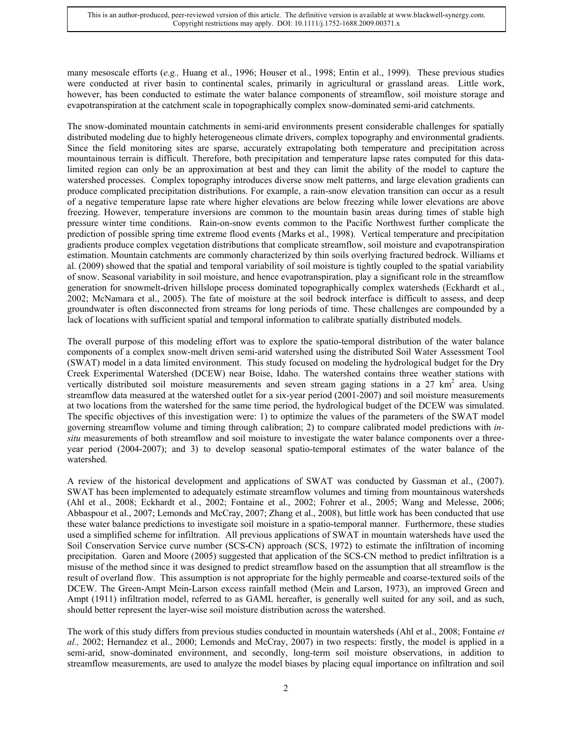many mesoscale efforts (*e.g.,* Huang et al., 1996; Houser et al., 1998; Entin et al., 1999). These previous studies were conducted at river basin to continental scales, primarily in agricultural or grassland areas. Little work, however, has been conducted to estimate the water balance components of streamflow, soil moisture storage and evapotranspiration at the catchment scale in topographically complex snow-dominated semi-arid catchments.

The snow-dominated mountain catchments in semi-arid environments present considerable challenges for spatially distributed modeling due to highly heterogeneous climate drivers, complex topography and environmental gradients. Since the field monitoring sites are sparse, accurately extrapolating both temperature and precipitation across mountainous terrain is difficult. Therefore, both precipitation and temperature lapse rates computed for this data-limited region can only be an approximation at best and they can limit the ability of the model to capture the watershed processes. Complex topography introduces diverse snow melt patterns, and large elevation gradients can produce complicated precipitation distributions. For example, a rain-snow elevation transition can occur as a result of a negative temperature lapse rate where higher elevations are below freezing while lower elevations are above freezing. However, temperature inversions are common to the mountain basin areas during times of stable high pressure winter time conditions. Rain-on-snow events common to the Pacific Northwest further complicate the prediction of possible spring time extreme flood events (Marks et al., 1998). Vertical temperature and precipitation gradients produce complex vegetation distributions that complicate streamflow, soil moisture and evapotranspiration estimation. Mountain catchments are commonly characterized by thin soils overlying fractured bedrock. Williams et al. (2009) showed that the spatial and temporal variability of soil moisture is tightly coupled to the spatial variability of snow. Seasonal variability in soil moisture, and hence evapotranspiration, play a significant role in the streamflow generation for snowmelt-driven hillslope process dominated topographically complex watersheds (Eckhardt et al., 2002; McNamara et al., 2005). The fate of moisture at the soil bedrock interface is difficult to assess, and deep groundwater is often disconnected from streams for long periods of time. These challenges are compounded by a lack of locations with sufficient spatial and temporal information to calibrate spatially distributed models.

The overall purpose of this modeling effort was to explore the spatio-temporal distribution of the water balance components of a complex snow-melt driven semi-arid watershed using the distributed Soil Water Assessment Tool (SWAT) model in a data limited environment. This study focused on modeling the hydrological budget for the Dry Creek Experimental Watershed (DCEW) near Boise, Idaho. The watershed contains three weather stations with vertically distributed soil moisture measurements and seven stream gaging stations in a 27 $km^2$ area. Using streamflow data measured at the watershed outlet for a six-year period (2001-2007) and soil moisture measurements at two locations from the watershed for the same time period, the hydrological budget of the DCEW was simulated. The specific objectives of this investigation were: 1) to optimize the values of the parameters of the SWAT model governing streamflow volume and timing through calibration; 2) to compare calibrated model predictions with *in-situ* measurements of both streamflow and soil moisture to investigate the water balance components over a three-year period (2004-2007); and 3) to develop seasonal spatio-temporal estimates of the water balance of the watershed.

A review of the historical development and applications of SWAT was conducted by Gassman et al., (2007). SWAT has been implemented to adequately estimate streamflow volumes and timing from mountainous watersheds (Ahl et al., 2008; Eckhardt et al., 2002; Fontaine et al., 2002; Fohrer et al., 2005; Wang and Melesse, 2006; Abbaspour et al., 2007; Lemonds and McCray, 2007; Zhang et al., 2008), but little work has been conducted that use these water balance predictions to investigate soil moisture in a spatio-temporal manner. Furthermore, these studies used a simplified scheme for infiltration. All previous applications of SWAT in mountain watersheds have used the Soil Conservation Service curve number (SCS-CN) approach (SCS, 1972) to estimate the infiltration of incoming precipitation. Garen and Moore (2005) suggested that application of the SCS-CN method to predict infiltration is a misuse of the method since it was designed to predict streamflow based on the assumption that all streamflow is the result of overland flow. This assumption is not appropriate for the highly permeable and coarse-textured soils of the DCEW. The Green-Ampt Mein-Larson excess rainfall method (Mein and Larson, 1973), an improved Green and Ampt (1911) infiltration model, referred to as GAML hereafter, is generally well suited for any soil, and as such, should better represent the layer-wise soil moisture distribution across the watershed.

The work of this study differs from previous studies conducted in mountain watersheds (Ahl et al., 2008; Fontaine *et al.,* 2002; Hernandez et al., 2000; Lemonds and McCray, 2007) in two respects: firstly, the model is applied in a semi-arid, snow-dominated environment, and secondly, long-term soil moisture observations, in addition to streamflow measurements, are used to analyze the model biases by placing equal importance on infiltration and soil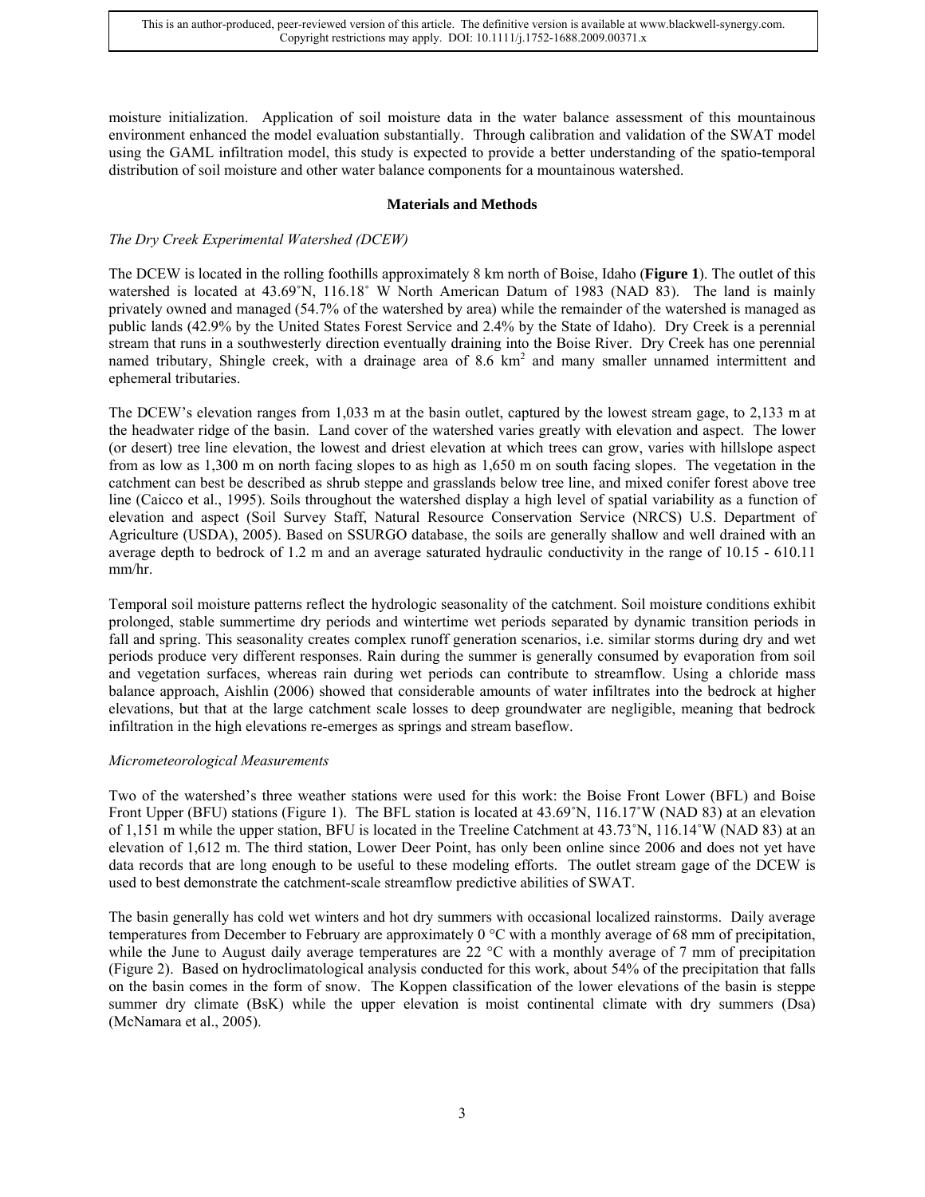moisture initialization. Application of soil moisture data in the water balance assessment of this mountainous environment enhanced the model evaluation substantially. Through calibration and validation of the SWAT model using the GAML infiltration model, this study is expected to provide a better understanding of the spatio-temporal distribution of soil moisture and other water balance components for a mountainous watershed.

## Materials and Methods

### *The Dry Creek Experimental Watershed (DCEW)*

The DCEW is located in the rolling foothills approximately 8 km north of Boise, Idaho (**Figure 1**). The outlet of this watershed is located at 43.69˚N, 116.18˚ W North American Datum of 1983 (NAD 83). The land is mainly privately owned and managed (54.7% of the watershed by area) while the remainder of the watershed is managed as public lands (42.9% by the United States Forest Service and 2.4% by the State of Idaho). Dry Creek is a perennial stream that runs in a southwesterly direction eventually draining into the Boise River. Dry Creek has one perennial named tributary, Shingle creek, with a drainage area of 8.6 km$^2$ and many smaller unnamed intermittent and ephemeral tributaries.

The DCEW's elevation ranges from 1,033 m at the basin outlet, captured by the lowest stream gage, to 2,133 m at the headwater ridge of the basin. Land cover of the watershed varies greatly with elevation and aspect. The lower (or desert) tree line elevation, the lowest and driest elevation at which trees can grow, varies with hillslope aspect from as low as 1,300 m on north facing slopes to as high as 1,650 m on south facing slopes. The vegetation in the catchment can best be described as shrub steppe and grasslands below tree line, and mixed conifer forest above tree line (Caicco et al., 1995). Soils throughout the watershed display a high level of spatial variability as a function of elevation and aspect (Soil Survey Staff, Natural Resource Conservation Service (NRCS) U.S. Department of Agriculture (USDA), 2005). Based on SSURGO database, the soils are generally shallow and well drained with an average depth to bedrock of 1.2 m and an average saturated hydraulic conductivity in the range of 10.15 - 610.11 mm/hr.

Temporal soil moisture patterns reflect the hydrologic seasonality of the catchment. Soil moisture conditions exhibit prolonged, stable summertime dry periods and wintertime wet periods separated by dynamic transition periods in fall and spring. This seasonality creates complex runoff generation scenarios, i.e. similar storms during dry and wet periods produce very different responses. Rain during the summer is generally consumed by evaporation from soil and vegetation surfaces, whereas rain during wet periods can contribute to streamflow. Using a chloride mass balance approach, Aishlin (2006) showed that considerable amounts of water infiltrates into the bedrock at higher elevations, but that at the large catchment scale losses to deep groundwater are negligible, meaning that bedrock infiltration in the high elevations re-emerges as springs and stream baseflow.

### *Micrometeorological Measurements*

Two of the watershed's three weather stations were used for this work: the Boise Front Lower (BFL) and Boise Front Upper (BFU) stations (Figure 1). The BFL station is located at 43.69˚N, 116.17˚W (NAD 83) at an elevation of 1,151 m while the upper station, BFU is located in the Treeline Catchment at 43.73˚N, 116.14˚W (NAD 83) at an elevation of 1,612 m. The third station, Lower Deer Point, has only been online since 2006 and does not yet have data records that are long enough to be useful to these modeling efforts. The outlet stream gage of the DCEW is used to best demonstrate the catchment-scale streamflow predictive abilities of SWAT.

The basin generally has cold wet winters and hot dry summers with occasional localized rainstorms. Daily average temperatures from December to February are approximately 0 °C with a monthly average of 68 mm of precipitation, while the June to August daily average temperatures are 22 °C with a monthly average of 7 mm of precipitation (Figure 2). Based on hydroclimatological analysis conducted for this work, about 54% of the precipitation that falls on the basin comes in the form of snow. The Koppen classification of the lower elevations of the basin is steppe summer dry climate (BsK) while the upper elevation is moist continental climate with dry summers (Dsa) (McNamara et al., 2005).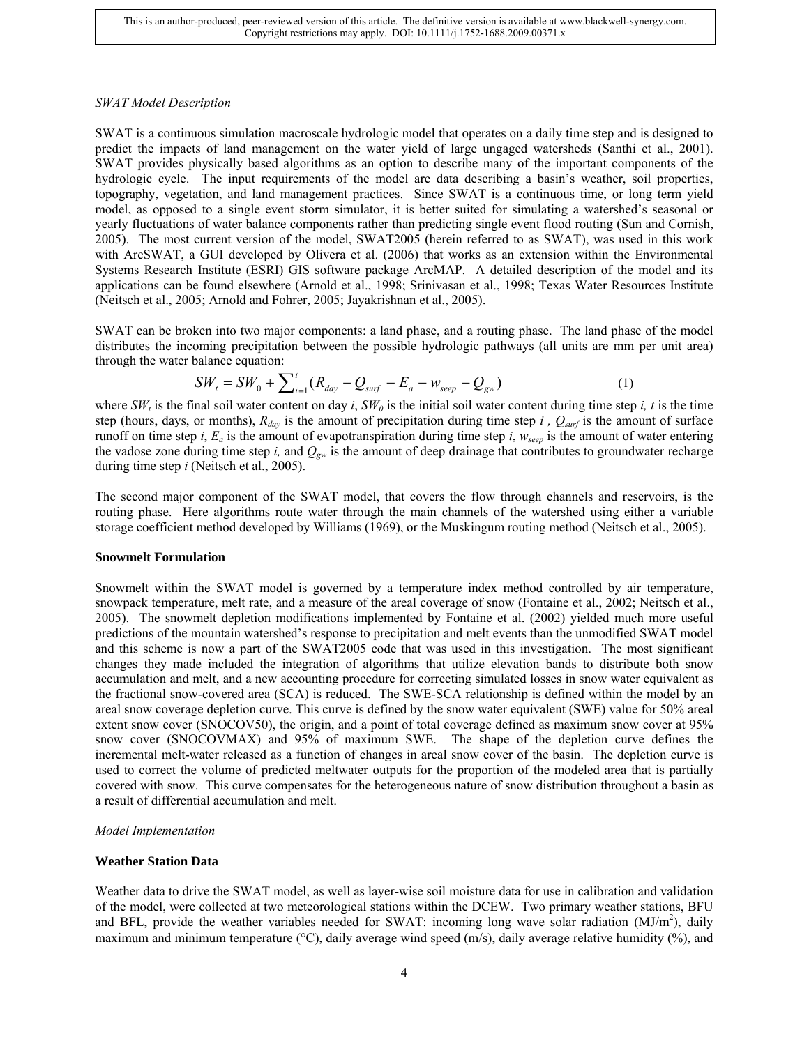*SWAT Model Description*

SWAT is a continuous simulation macroscale hydrologic model that operates on a daily time step and is designed to predict the impacts of land management on the water yield of large ungaged watersheds (Santhi et al., 2001). SWAT provides physically based algorithms as an option to describe many of the important components of the hydrologic cycle. The input requirements of the model are data describing a basin's weather, soil properties, topography, vegetation, and land management practices. Since SWAT is a continuous time, or long term yield model, as opposed to a single event storm simulator, it is better suited for simulating a watershed's seasonal or yearly fluctuations of water balance components rather than predicting single event flood routing (Sun and Cornish, 2005). The most current version of the model, SWAT2005 (herein referred to as SWAT), was used in this work with ArcSWAT, a GUI developed by Olivera et al. (2006) that works as an extension within the Environmental Systems Research Institute (ESRI) GIS software package ArcMAP. A detailed description of the model and its applications can be found elsewhere (Arnold et al., 1998; Srinivasan et al., 1998; Texas Water Resources Institute (Neitsch et al., 2005; Arnold and Fohrer, 2005; Jayakrishnan et al., 2005).

SWAT can be broken into two major components: a land phase, and a routing phase. The land phase of the model distributes the incoming precipitation between the possible hydrologic pathways (all units are mm per unit area) through the water balance equation:

$$SW_t = SW_0 + \sum_{i=1}^{t} (R_{day} - Q_{surf} - E_a - w_{seep} - Q_{gw}) \tag{1}$$

where $SW_t$ is the final soil water content on day *i*, $SW_0$ is the initial soil water content during time step *i, t* is the time step (hours, days, or months), $R_{day}$ is the amount of precipitation during time step *i* , $Q_{surf}$ is the amount of surface runoff on time step *i*, $E_a$ is the amount of evapotranspiration during time step *i*, $w_{seep}$ is the amount of water entering the vadose zone during time step *i,* and $Q_{gw}$ is the amount of deep drainage that contributes to groundwater recharge during time step *i* (Neitsch et al., 2005).

The second major component of the SWAT model, that covers the flow through channels and reservoirs, is the routing phase. Here algorithms route water through the main channels of the watershed using either a variable storage coefficient method developed by Williams (1969), or the Muskingum routing method (Neitsch et al., 2005).

**Snowmelt Formulation**

Snowmelt within the SWAT model is governed by a temperature index method controlled by air temperature, snowpack temperature, melt rate, and a measure of the areal coverage of snow (Fontaine et al., 2002; Neitsch et al., 2005). The snowmelt depletion modifications implemented by Fontaine et al. (2002) yielded much more useful predictions of the mountain watershed's response to precipitation and melt events than the unmodified SWAT model and this scheme is now a part of the SWAT2005 code that was used in this investigation. The most significant changes they made included the integration of algorithms that utilize elevation bands to distribute both snow accumulation and melt, and a new accounting procedure for correcting simulated losses in snow water equivalent as the fractional snow-covered area (SCA) is reduced. The SWE-SCA relationship is defined within the model by an areal snow coverage depletion curve. This curve is defined by the snow water equivalent (SWE) value for 50% areal extent snow cover (SNOCOV50), the origin, and a point of total coverage defined as maximum snow cover at 95% snow cover (SNOCOVMAX) and 95% of maximum SWE. The shape of the depletion curve defines the incremental melt-water released as a function of changes in areal snow cover of the basin. The depletion curve is used to correct the volume of predicted meltwater outputs for the proportion of the modeled area that is partially covered with snow. This curve compensates for the heterogeneous nature of snow distribution throughout a basin as a result of differential accumulation and melt.

*Model Implementation*

**Weather Station Data**

Weather data to drive the SWAT model, as well as layer-wise soil moisture data for use in calibration and validation of the model, were collected at two meteorological stations within the DCEW. Two primary weather stations, BFU and BFL, provide the weather variables needed for SWAT: incoming long wave solar radiation (MJ/m$^2$), daily maximum and minimum temperature (°C), daily average wind speed (m/s), daily average relative humidity (%), and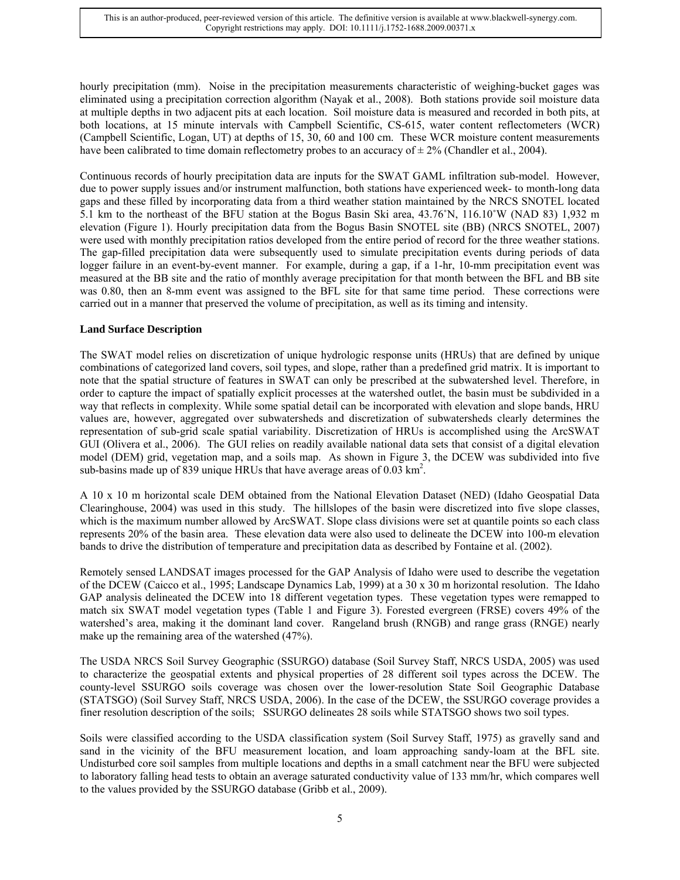hourly precipitation (mm). Noise in the precipitation measurements characteristic of weighing-bucket gages was eliminated using a precipitation correction algorithm (Nayak et al., 2008). Both stations provide soil moisture data at multiple depths in two adjacent pits at each location. Soil moisture data is measured and recorded in both pits, at both locations, at 15 minute intervals with Campbell Scientific, CS-615, water content reflectometers (WCR) (Campbell Scientific, Logan, UT) at depths of 15, 30, 60 and 100 cm. These WCR moisture content measurements have been calibrated to time domain reflectometry probes to an accuracy of ± 2% (Chandler et al., 2004).

Continuous records of hourly precipitation data are inputs for the SWAT GAML infiltration sub-model. However, due to power supply issues and/or instrument malfunction, both stations have experienced week- to month-long data gaps and these filled by incorporating data from a third weather station maintained by the NRCS SNOTEL located 5.1 km to the northeast of the BFU station at the Bogus Basin Ski area, 43.76˚N, 116.10˚W (NAD 83) 1,932 m elevation (Figure 1). Hourly precipitation data from the Bogus Basin SNOTEL site (BB) (NRCS SNOTEL, 2007) were used with monthly precipitation ratios developed from the entire period of record for the three weather stations. The gap-filled precipitation data were subsequently used to simulate precipitation events during periods of data logger failure in an event-by-event manner. For example, during a gap, if a 1-hr, 10-mm precipitation event was measured at the BB site and the ratio of monthly average precipitation for that month between the BFL and BB site was 0.80, then an 8-mm event was assigned to the BFL site for that same time period. These corrections were carried out in a manner that preserved the volume of precipitation, as well as its timing and intensity.

**Land Surface Description**

The SWAT model relies on discretization of unique hydrologic response units (HRUs) that are defined by unique combinations of categorized land covers, soil types, and slope, rather than a predefined grid matrix. It is important to note that the spatial structure of features in SWAT can only be prescribed at the subwatershed level. Therefore, in order to capture the impact of spatially explicit processes at the watershed outlet, the basin must be subdivided in a way that reflects in complexity. While some spatial detail can be incorporated with elevation and slope bands, HRU values are, however, aggregated over subwatersheds and discretization of subwatersheds clearly determines the representation of sub-grid scale spatial variability. Discretization of HRUs is accomplished using the ArcSWAT GUI (Olivera et al., 2006). The GUI relies on readily available national data sets that consist of a digital elevation model (DEM) grid, vegetation map, and a soils map. As shown in Figure 3, the DCEW was subdivided into five sub-basins made up of 839 unique HRUs that have average areas of 0.03 km$^2$.

A 10 x 10 m horizontal scale DEM obtained from the National Elevation Dataset (NED) (Idaho Geospatial Data Clearinghouse, 2004) was used in this study. The hillslopes of the basin were discretized into five slope classes, which is the maximum number allowed by ArcSWAT. Slope class divisions were set at quantile points so each class represents 20% of the basin area. These elevation data were also used to delineate the DCEW into 100-m elevation bands to drive the distribution of temperature and precipitation data as described by Fontaine et al. (2002).

Remotely sensed LANDSAT images processed for the GAP Analysis of Idaho were used to describe the vegetation of the DCEW (Caicco et al., 1995; Landscape Dynamics Lab, 1999) at a 30 x 30 m horizontal resolution. The Idaho GAP analysis delineated the DCEW into 18 different vegetation types. These vegetation types were remapped to match six SWAT model vegetation types (Table 1 and Figure 3). Forested evergreen (FRSE) covers 49% of the watershed's area, making it the dominant land cover. Rangeland brush (RNGB) and range grass (RNGE) nearly make up the remaining area of the watershed (47%).

The USDA NRCS Soil Survey Geographic (SSURGO) database (Soil Survey Staff, NRCS USDA, 2005) was used to characterize the geospatial extents and physical properties of 28 different soil types across the DCEW. The county-level SSURGO soils coverage was chosen over the lower-resolution State Soil Geographic Database (STATSGO) (Soil Survey Staff, NRCS USDA, 2006). In the case of the DCEW, the SSURGO coverage provides a finer resolution description of the soils; SSURGO delineates 28 soils while STATSGO shows two soil types.

Soils were classified according to the USDA classification system (Soil Survey Staff, 1975) as gravelly sand and sand in the vicinity of the BFU measurement location, and loam approaching sandy-loam at the BFL site. Undisturbed core soil samples from multiple locations and depths in a small catchment near the BFU were subjected to laboratory falling head tests to obtain an average saturated conductivity value of 133 mm/hr, which compares well to the values provided by the SSURGO database (Gribb et al., 2009).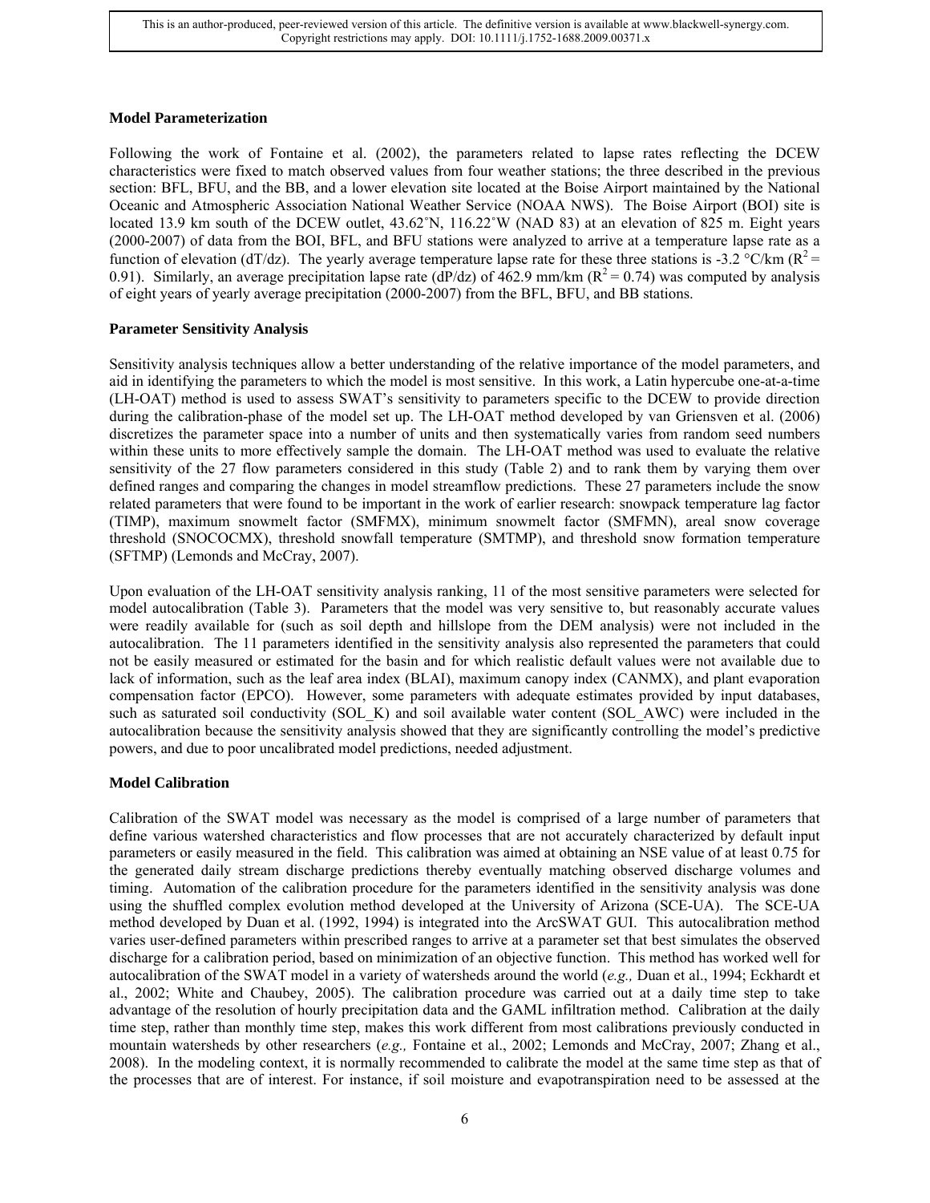### Model Parameterization

Following the work of Fontaine et al. (2002), the parameters related to lapse rates reflecting the DCEW characteristics were fixed to match observed values from four weather stations; the three described in the previous section: BFL, BFU, and the BB, and a lower elevation site located at the Boise Airport maintained by the National Oceanic and Atmospheric Association National Weather Service (NOAA NWS). The Boise Airport (BOI) site is located 13.9 km south of the DCEW outlet, 43.62˚N, 116.22˚W (NAD 83) at an elevation of 825 m. Eight years (2000-2007) of data from the BOI, BFL, and BFU stations were analyzed to arrive at a temperature lapse rate as a function of elevation (dT/dz). The yearly average temperature lapse rate for these three stations is -3.2 °C/km ($R^2$ = 0.91). Similarly, an average precipitation lapse rate (dP/dz) of 462.9 mm/km ($R^2$ = 0.74) was computed by analysis of eight years of yearly average precipitation (2000-2007) from the BFL, BFU, and BB stations.

### Parameter Sensitivity Analysis

Sensitivity analysis techniques allow a better understanding of the relative importance of the model parameters, and aid in identifying the parameters to which the model is most sensitive. In this work, a Latin hypercube one-at-a-time (LH-OAT) method is used to assess SWAT's sensitivity to parameters specific to the DCEW to provide direction during the calibration-phase of the model set up. The LH-OAT method developed by van Griensven et al. (2006) discretizes the parameter space into a number of units and then systematically varies from random seed numbers within these units to more effectively sample the domain. The LH-OAT method was used to evaluate the relative sensitivity of the 27 flow parameters considered in this study (Table 2) and to rank them by varying them over defined ranges and comparing the changes in model streamflow predictions. These 27 parameters include the snow related parameters that were found to be important in the work of earlier research: snowpack temperature lag factor (TIMP), maximum snowmelt factor (SMFMX), minimum snowmelt factor (SMFMN), areal snow coverage threshold (SNOCOCMX), threshold snowfall temperature (SMTMP), and threshold snow formation temperature (SFTMP) (Lemonds and McCray, 2007).

Upon evaluation of the LH-OAT sensitivity analysis ranking, 11 of the most sensitive parameters were selected for model autocalibration (Table 3). Parameters that the model was very sensitive to, but reasonably accurate values were readily available for (such as soil depth and hillslope from the DEM analysis) were not included in the autocalibration. The 11 parameters identified in the sensitivity analysis also represented the parameters that could not be easily measured or estimated for the basin and for which realistic default values were not available due to lack of information, such as the leaf area index (BLAI), maximum canopy index (CANMX), and plant evaporation compensation factor (EPCO). However, some parameters with adequate estimates provided by input databases, such as saturated soil conductivity (SOL_K) and soil available water content (SOL_AWC) were included in the autocalibration because the sensitivity analysis showed that they are significantly controlling the model's predictive powers, and due to poor uncalibrated model predictions, needed adjustment.

### Model Calibration

Calibration of the SWAT model was necessary as the model is comprised of a large number of parameters that define various watershed characteristics and flow processes that are not accurately characterized by default input parameters or easily measured in the field. This calibration was aimed at obtaining an NSE value of at least 0.75 for the generated daily stream discharge predictions thereby eventually matching observed discharge volumes and timing. Automation of the calibration procedure for the parameters identified in the sensitivity analysis was done using the shuffled complex evolution method developed at the University of Arizona (SCE-UA). The SCE-UA method developed by Duan et al. (1992, 1994) is integrated into the ArcSWAT GUI. This autocalibration method varies user-defined parameters within prescribed ranges to arrive at a parameter set that best simulates the observed discharge for a calibration period, based on minimization of an objective function. This method has worked well for autocalibration of the SWAT model in a variety of watersheds around the world (*e.g.,* Duan et al., 1994; Eckhardt et al., 2002; White and Chaubey, 2005). The calibration procedure was carried out at a daily time step to take advantage of the resolution of hourly precipitation data and the GAML infiltration method. Calibration at the daily time step, rather than monthly time step, makes this work different from most calibrations previously conducted in mountain watersheds by other researchers (*e.g.,* Fontaine et al., 2002; Lemonds and McCray, 2007; Zhang et al., 2008). In the modeling context, it is normally recommended to calibrate the model at the same time step as that of the processes that are of interest. For instance, if soil moisture and evapotranspiration need to be assessed at the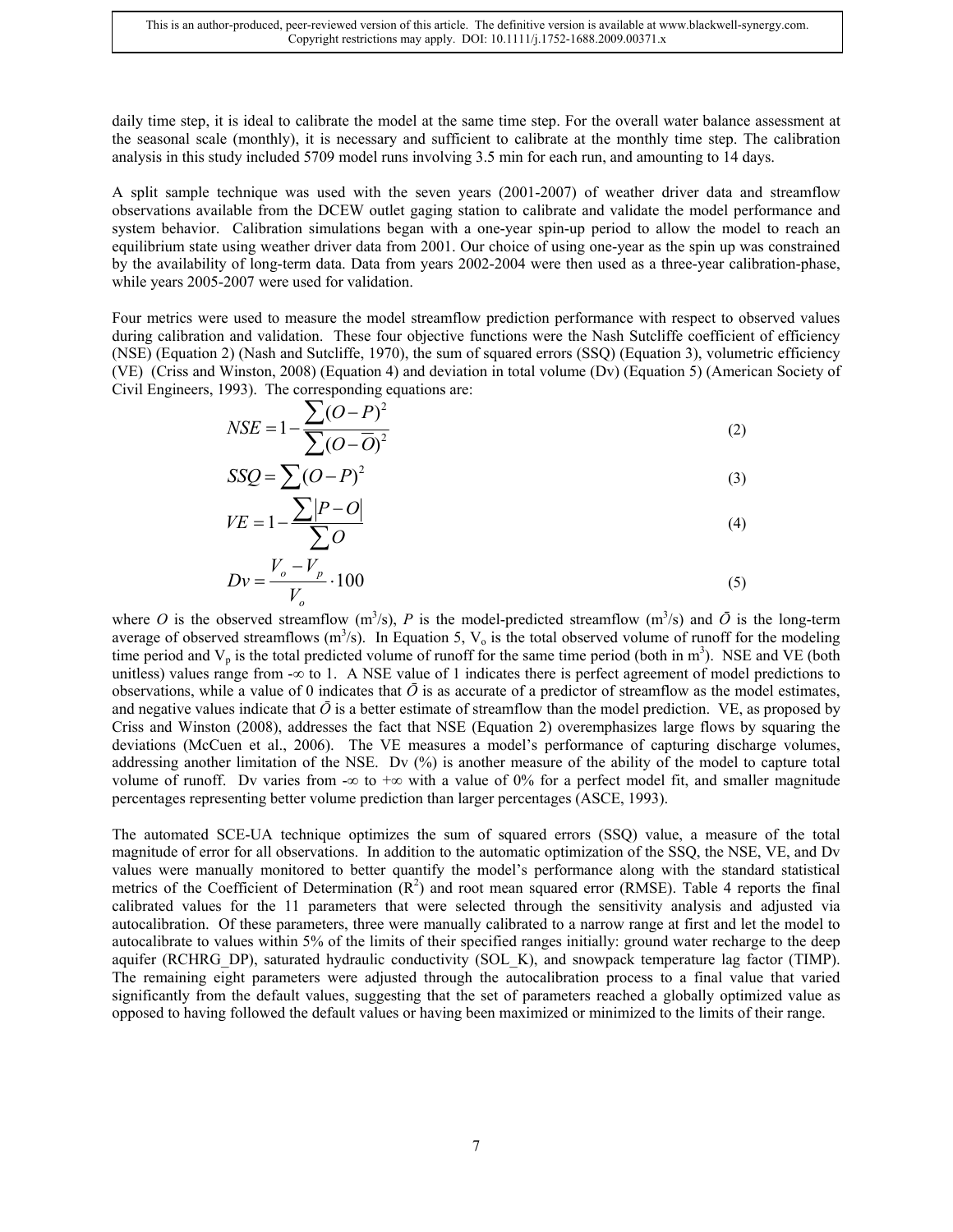daily time step, it is ideal to calibrate the model at the same time step. For the overall water balance assessment at the seasonal scale (monthly), it is necessary and sufficient to calibrate at the monthly time step. The calibration analysis in this study included 5709 model runs involving 3.5 min for each run, and amounting to 14 days.

A split sample technique was used with the seven years (2001-2007) of weather driver data and streamflow observations available from the DCEW outlet gaging station to calibrate and validate the model performance and system behavior. Calibration simulations began with a one-year spin-up period to allow the model to reach an equilibrium state using weather driver data from 2001. Our choice of using one-year as the spin up was constrained by the availability of long-term data. Data from years 2002-2004 were then used as a three-year calibration-phase, while years 2005-2007 were used for validation.

Four metrics were used to measure the model streamflow prediction performance with respect to observed values during calibration and validation. These four objective functions were the Nash Sutcliffe coefficient of efficiency (NSE) (Equation 2) (Nash and Sutcliffe, 1970), the sum of squared errors (SSQ) (Equation 3), volumetric efficiency (VE) (Criss and Winston, 2008) (Equation 4) and deviation in total volume (Dv) (Equation 5) (American Society of Civil Engineers, 1993). The corresponding equations are:

$$NSE = 1 - \frac{\sum (O-P)^2}{\sum (O-\bar{O})^2} \quad (2)$$

$$SSQ = \sum (O-P)^2 \quad (3)$$

$$VE = 1 - \frac{\sum |P-O|}{\sum O} \quad (4)$$

$$Dv = \frac{V_o - V_p}{V_o} \cdot 100 \quad (5)$$

where $O$ is the observed streamflow ($m^3/s$), $P$ is the model-predicted streamflow ($m^3/s$) and $\bar{O}$ is the long-term average of observed streamflows ($m^3/s$). In Equation 5, $V_o$ is the total observed volume of runoff for the modeling time period and $V_p$ is the total predicted volume of runoff for the same time period (both in $m^3$). NSE and VE (both unitless) values range from $-\infty$ to 1. A NSE value of 1 indicates there is perfect agreement of model predictions to observations, while a value of 0 indicates that $\bar{O}$ is as accurate of a predictor of streamflow as the model estimates, and negative values indicate that $\bar{O}$ is a better estimate of streamflow than the model prediction. VE, as proposed by Criss and Winston (2008), addresses the fact that NSE (Equation 2) overemphasizes large flows by squaring the deviations (McCuen et al., 2006). The VE measures a model's performance of capturing discharge volumes, addressing another limitation of the NSE. Dv (%) is another measure of the ability of the model to capture total volume of runoff. Dv varies from $-\infty$ to $+\infty$ with a value of 0% for a perfect model fit, and smaller magnitude percentages representing better volume prediction than larger percentages (ASCE, 1993).

The automated SCE-UA technique optimizes the sum of squared errors (SSQ) value, a measure of the total magnitude of error for all observations. In addition to the automatic optimization of the SSQ, the NSE, VE, and Dv values were manually monitored to better quantify the model's performance along with the standard statistical metrics of the Coefficient of Determination ($R^2$) and root mean squared error (RMSE). Table 4 reports the final calibrated values for the 11 parameters that were selected through the sensitivity analysis and adjusted via autocalibration. Of these parameters, three were manually calibrated to a narrow range at first and let the model to autocalibrate to values within 5% of the limits of their specified ranges initially: ground water recharge to the deep aquifer (RCHRG_DP), saturated hydraulic conductivity (SOL_K), and snowpack temperature lag factor (TIMP). The remaining eight parameters were adjusted through the autocalibration process to a final value that varied significantly from the default values, suggesting that the set of parameters reached a globally optimized value as opposed to having followed the default values or having been maximized or minimized to the limits of their range.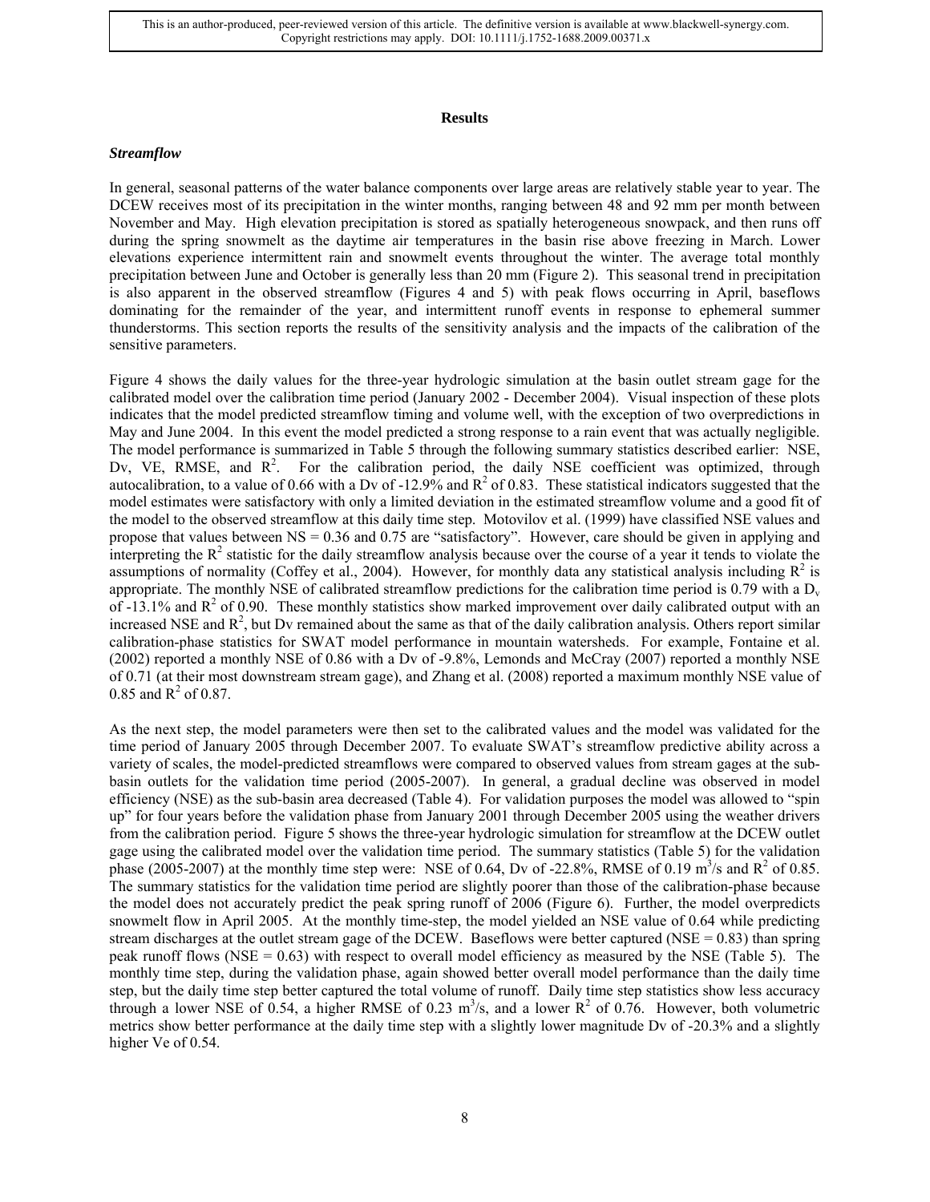## Results

### *Streamflow*

In general, seasonal patterns of the water balance components over large areas are relatively stable year to year. The DCEW receives most of its precipitation in the winter months, ranging between 48 and 92 mm per month between November and May. High elevation precipitation is stored as spatially heterogeneous snowpack, and then runs off during the spring snowmelt as the daytime air temperatures in the basin rise above freezing in March. Lower elevations experience intermittent rain and snowmelt events throughout the winter. The average total monthly precipitation between June and October is generally less than 20 mm (Figure 2). This seasonal trend in precipitation is also apparent in the observed streamflow (Figures 4 and 5) with peak flows occurring in April, baseflows dominating for the remainder of the year, and intermittent runoff events in response to ephemeral summer thunderstorms. This section reports the results of the sensitivity analysis and the impacts of the calibration of the sensitive parameters.

Figure 4 shows the daily values for the three-year hydrologic simulation at the basin outlet stream gage for the calibrated model over the calibration time period (January 2002 - December 2004). Visual inspection of these plots indicates that the model predicted streamflow timing and volume well, with the exception of two overpredictions in May and June 2004. In this event the model predicted a strong response to a rain event that was actually negligible. The model performance is summarized in Table 5 through the following summary statistics described earlier: NSE, Dv, VE, RMSE, and $R^2$. For the calibration period, the daily NSE coefficient was optimized, through autocalibration, to a value of 0.66 with a Dv of -12.9% and $R^2$ of 0.83. These statistical indicators suggested that the model estimates were satisfactory with only a limited deviation in the estimated streamflow volume and a good fit of the model to the observed streamflow at this daily time step. Motovilov et al. (1999) have classified NSE values and propose that values between NS = 0.36 and 0.75 are "satisfactory". However, care should be given in applying and interpreting the $R^2$ statistic for the daily streamflow analysis because over the course of a year it tends to violate the assumptions of normality (Coffey et al., 2004). However, for monthly data any statistical analysis including $R^2$ is appropriate. The monthly NSE of calibrated streamflow predictions for the calibration time period is 0.79 with a $D_v$ of -13.1% and $R^2$ of 0.90. These monthly statistics show marked improvement over daily calibrated output with an increased NSE and $R^2$, but Dv remained about the same as that of the daily calibration analysis. Others report similar calibration-phase statistics for SWAT model performance in mountain watersheds. For example, Fontaine et al. (2002) reported a monthly NSE of 0.86 with a Dv of -9.8%, Lemonds and McCray (2007) reported a monthly NSE of 0.71 (at their most downstream stream gage), and Zhang et al. (2008) reported a maximum monthly NSE value of 0.85 and $R^2$ of 0.87.

As the next step, the model parameters were then set to the calibrated values and the model was validated for the time period of January 2005 through December 2007. To evaluate SWAT's streamflow predictive ability across a variety of scales, the model-predicted streamflows were compared to observed values from stream gages at the sub-basin outlets for the validation time period (2005-2007). In general, a gradual decline was observed in model efficiency (NSE) as the sub-basin area decreased (Table 4). For validation purposes the model was allowed to "spin up" for four years before the validation phase from January 2001 through December 2005 using the weather drivers from the calibration period. Figure 5 shows the three-year hydrologic simulation for streamflow at the DCEW outlet gage using the calibrated model over the validation time period. The summary statistics (Table 5) for the validation phase (2005-2007) at the monthly time step were: NSE of 0.64, Dv of -22.8%, RMSE of 0.19 $m^3/s$ and $R^2$ of 0.85. The summary statistics for the validation time period are slightly poorer than those of the calibration-phase because the model does not accurately predict the peak spring runoff of 2006 (Figure 6). Further, the model overpredicts snowmelt flow in April 2005. At the monthly time-step, the model yielded an NSE value of 0.64 while predicting stream discharges at the outlet stream gage of the DCEW. Baseflows were better captured (NSE = 0.83) than spring peak runoff flows (NSE = 0.63) with respect to overall model efficiency as measured by the NSE (Table 5). The monthly time step, during the validation phase, again showed better overall model performance than the daily time step, but the daily time step better captured the total volume of runoff. Daily time step statistics show less accuracy through a lower NSE of 0.54, a higher RMSE of 0.23 $m^3/s$, and a lower $R^2$ of 0.76. However, both volumetric metrics show better performance at the daily time step with a slightly lower magnitude Dv of -20.3% and a slightly higher Ve of 0.54.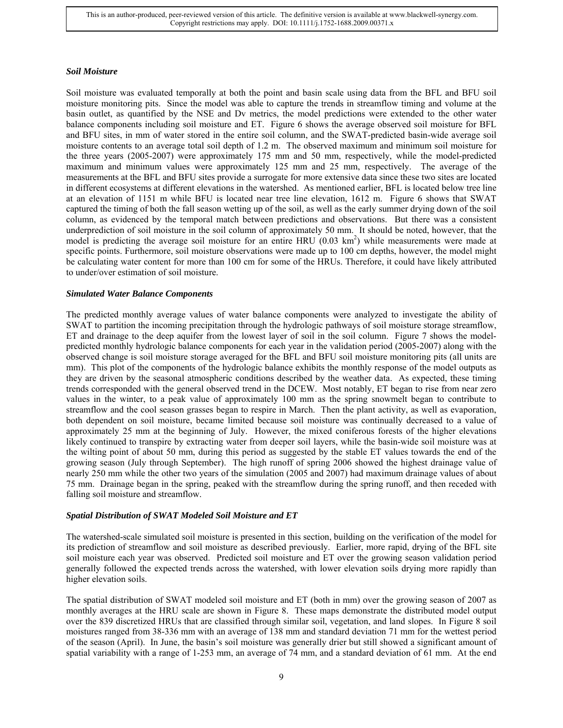### Soil Moisture

Soil moisture was evaluated temporally at both the point and basin scale using data from the BFL and BFU soil moisture monitoring pits. Since the model was able to capture the trends in streamflow timing and volume at the basin outlet, as quantified by the NSE and Dv metrics, the model predictions were extended to the other water balance components including soil moisture and ET. Figure 6 shows the average observed soil moisture for BFL and BFU sites, in mm of water stored in the entire soil column, and the SWAT-predicted basin-wide average soil moisture contents to an average total soil depth of 1.2 m. The observed maximum and minimum soil moisture for the three years (2005-2007) were approximately 175 mm and 50 mm, respectively, while the model-predicted maximum and minimum values were approximately 125 mm and 25 mm, respectively. The average of the measurements at the BFL and BFU sites provide a surrogate for more extensive data since these two sites are located in different ecosystems at different elevations in the watershed. As mentioned earlier, BFL is located below tree line at an elevation of 1151 m while BFU is located near tree line elevation, 1612 m. Figure 6 shows that SWAT captured the timing of both the fall season wetting up of the soil, as well as the early summer drying down of the soil column, as evidenced by the temporal match between predictions and observations. But there was a consistent underprediction of soil moisture in the soil column of approximately 50 mm. It should be noted, however, that the model is predicting the average soil moisture for an entire HRU (0.03 km$^2$) while measurements were made at specific points. Furthermore, soil moisture observations were made up to 100 cm depths, however, the model might be calculating water content for more than 100 cm for some of the HRUs. Therefore, it could have likely attributed to under/over estimation of soil moisture.

### Simulated Water Balance Components

The predicted monthly average values of water balance components were analyzed to investigate the ability of SWAT to partition the incoming precipitation through the hydrologic pathways of soil moisture storage streamflow, ET and drainage to the deep aquifer from the lowest layer of soil in the soil column. Figure 7 shows the model-predicted monthly hydrologic balance components for each year in the validation period (2005-2007) along with the observed change is soil moisture storage averaged for the BFL and BFU soil moisture monitoring pits (all units are mm). This plot of the components of the hydrologic balance exhibits the monthly response of the model outputs as they are driven by the seasonal atmospheric conditions described by the weather data. As expected, these timing trends corresponded with the general observed trend in the DCEW. Most notably, ET began to rise from near zero values in the winter, to a peak value of approximately 100 mm as the spring snowmelt began to contribute to streamflow and the cool season grasses began to respire in March. Then the plant activity, as well as evaporation, both dependent on soil moisture, became limited because soil moisture was continually decreased to a value of approximately 25 mm at the beginning of July. However, the mixed coniferous forests of the higher elevations likely continued to transpire by extracting water from deeper soil layers, while the basin-wide soil moisture was at the wilting point of about 50 mm, during this period as suggested by the stable ET values towards the end of the growing season (July through September). The high runoff of spring 2006 showed the highest drainage value of nearly 250 mm while the other two years of the simulation (2005 and 2007) had maximum drainage values of about 75 mm. Drainage began in the spring, peaked with the streamflow during the spring runoff, and then receded with falling soil moisture and streamflow.

### Spatial Distribution of SWAT Modeled Soil Moisture and ET

The watershed-scale simulated soil moisture is presented in this section, building on the verification of the model for its prediction of streamflow and soil moisture as described previously. Earlier, more rapid, drying of the BFL site soil moisture each year was observed. Predicted soil moisture and ET over the growing season validation period generally followed the expected trends across the watershed, with lower elevation soils drying more rapidly than higher elevation soils.

The spatial distribution of SWAT modeled soil moisture and ET (both in mm) over the growing season of 2007 as monthly averages at the HRU scale are shown in Figure 8. These maps demonstrate the distributed model output over the 839 discretized HRUs that are classified through similar soil, vegetation, and land slopes. In Figure 8 soil moistures ranged from 38-336 mm with an average of 138 mm and standard deviation 71 mm for the wettest period of the season (April). In June, the basin's soil moisture was generally drier but still showed a significant amount of spatial variability with a range of 1-253 mm, an average of 74 mm, and a standard deviation of 61 mm. At the end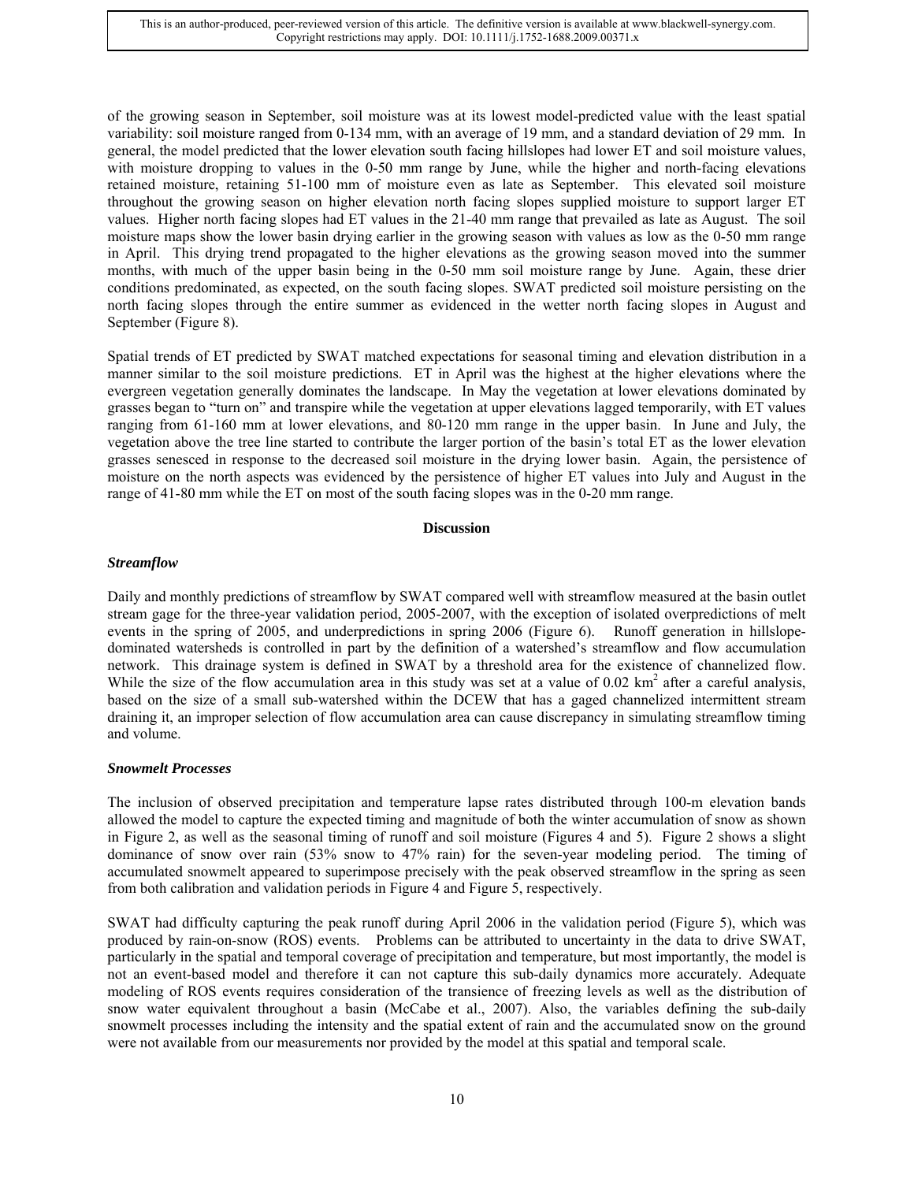of the growing season in September, soil moisture was at its lowest model-predicted value with the least spatial variability: soil moisture ranged from 0-134 mm, with an average of 19 mm, and a standard deviation of 29 mm. In general, the model predicted that the lower elevation south facing hillslopes had lower ET and soil moisture values, with moisture dropping to values in the 0-50 mm range by June, while the higher and north-facing elevations retained moisture, retaining 51-100 mm of moisture even as late as September. This elevated soil moisture throughout the growing season on higher elevation north facing slopes supplied moisture to support larger ET values. Higher north facing slopes had ET values in the 21-40 mm range that prevailed as late as August. The soil moisture maps show the lower basin drying earlier in the growing season with values as low as the 0-50 mm range in April. This drying trend propagated to the higher elevations as the growing season moved into the summer months, with much of the upper basin being in the 0-50 mm soil moisture range by June. Again, these drier conditions predominated, as expected, on the south facing slopes. SWAT predicted soil moisture persisting on the north facing slopes through the entire summer as evidenced in the wetter north facing slopes in August and September (Figure 8).

Spatial trends of ET predicted by SWAT matched expectations for seasonal timing and elevation distribution in a manner similar to the soil moisture predictions. ET in April was the highest at the higher elevations where the evergreen vegetation generally dominates the landscape. In May the vegetation at lower elevations dominated by grasses began to "turn on" and transpire while the vegetation at upper elevations lagged temporarily, with ET values ranging from 61-160 mm at lower elevations, and 80-120 mm range in the upper basin. In June and July, the vegetation above the tree line started to contribute the larger portion of the basin's total ET as the lower elevation grasses senesced in response to the decreased soil moisture in the drying lower basin. Again, the persistence of moisture on the north aspects was evidenced by the persistence of higher ET values into July and August in the range of 41-80 mm while the ET on most of the south facing slopes was in the 0-20 mm range.

## Discussion

### *Streamflow*

Daily and monthly predictions of streamflow by SWAT compared well with streamflow measured at the basin outlet stream gage for the three-year validation period, 2005-2007, with the exception of isolated overpredictions of melt events in the spring of 2005, and underpredictions in spring 2006 (Figure 6). Runoff generation in hillslope-dominated watersheds is controlled in part by the definition of a watershed's streamflow and flow accumulation network. This drainage system is defined in SWAT by a threshold area for the existence of channelized flow. While the size of the flow accumulation area in this study was set at a value of 0.02 $km^2$ after a careful analysis, based on the size of a small sub-watershed within the DCEW that has a gaged channelized intermittent stream draining it, an improper selection of flow accumulation area can cause discrepancy in simulating streamflow timing and volume.

### *Snowmelt Processes*

The inclusion of observed precipitation and temperature lapse rates distributed through 100-m elevation bands allowed the model to capture the expected timing and magnitude of both the winter accumulation of snow as shown in Figure 2, as well as the seasonal timing of runoff and soil moisture (Figures 4 and 5). Figure 2 shows a slight dominance of snow over rain (53% snow to 47% rain) for the seven-year modeling period. The timing of accumulated snowmelt appeared to superimpose precisely with the peak observed streamflow in the spring as seen from both calibration and validation periods in Figure 4 and Figure 5, respectively.

SWAT had difficulty capturing the peak runoff during April 2006 in the validation period (Figure 5), which was produced by rain-on-snow (ROS) events. Problems can be attributed to uncertainty in the data to drive SWAT, particularly in the spatial and temporal coverage of precipitation and temperature, but most importantly, the model is not an event-based model and therefore it can not capture this sub-daily dynamics more accurately. Adequate modeling of ROS events requires consideration of the transience of freezing levels as well as the distribution of snow water equivalent throughout a basin (McCabe et al., 2007). Also, the variables defining the sub-daily snowmelt processes including the intensity and the spatial extent of rain and the accumulated snow on the ground were not available from our measurements nor provided by the model at this spatial and temporal scale.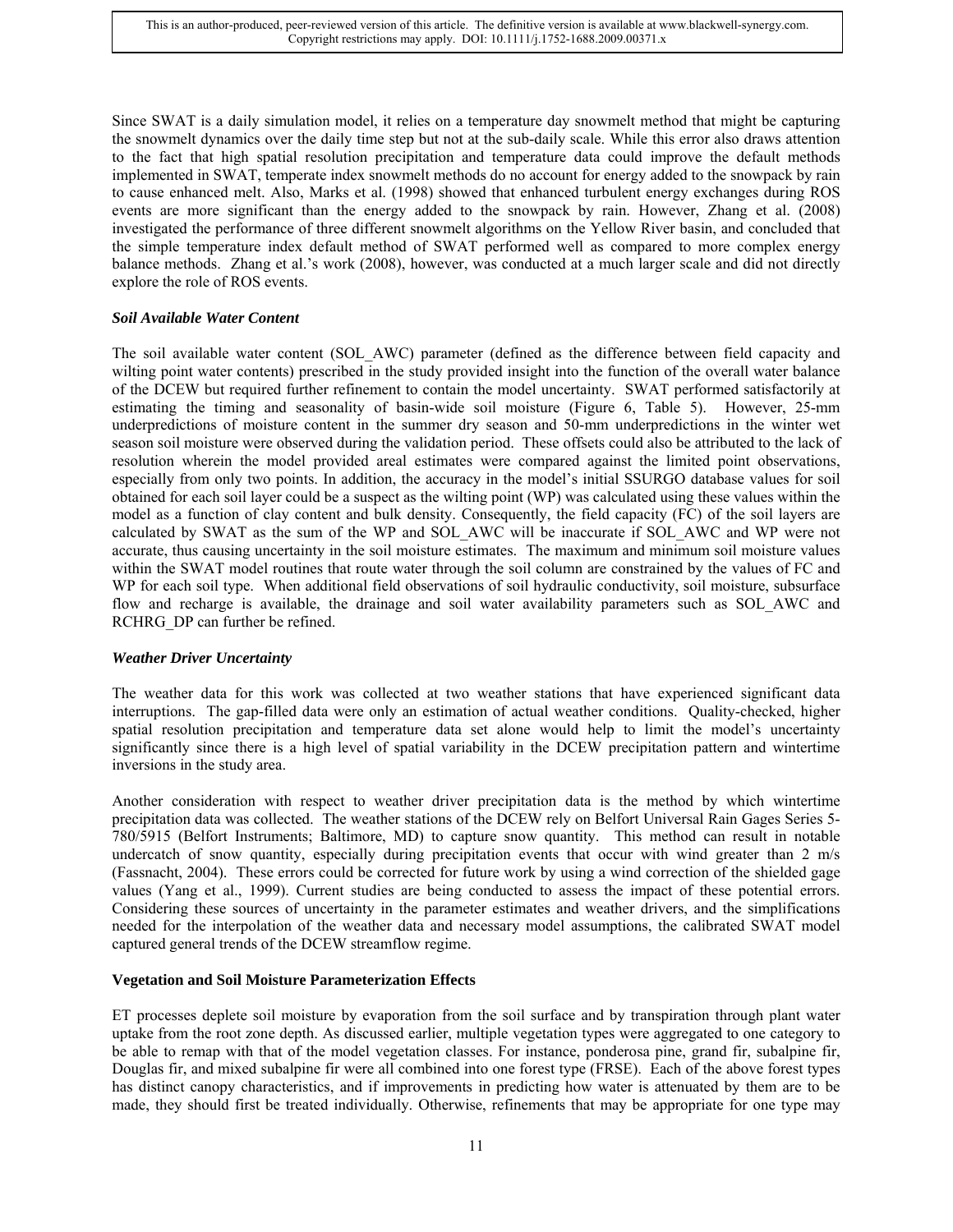Since SWAT is a daily simulation model, it relies on a temperature day snowmelt method that might be capturing the snowmelt dynamics over the daily time step but not at the sub-daily scale. While this error also draws attention to the fact that high spatial resolution precipitation and temperature data could improve the default methods implemented in SWAT, temperate index snowmelt methods do no account for energy added to the snowpack by rain to cause enhanced melt. Also, Marks et al. (1998) showed that enhanced turbulent energy exchanges during ROS events are more significant than the energy added to the snowpack by rain. However, Zhang et al. (2008) investigated the performance of three different snowmelt algorithms on the Yellow River basin, and concluded that the simple temperature index default method of SWAT performed well as compared to more complex energy balance methods. Zhang et al.'s work (2008), however, was conducted at a much larger scale and did not directly explore the role of ROS events.

### *Soil Available Water Content*

The soil available water content (SOL_AWC) parameter (defined as the difference between field capacity and wilting point water contents) prescribed in the study provided insight into the function of the overall water balance of the DCEW but required further refinement to contain the model uncertainty. SWAT performed satisfactorily at estimating the timing and seasonality of basin-wide soil moisture (Figure 6, Table 5). However, 25-mm underpredictions of moisture content in the summer dry season and 50-mm underpredictions in the winter wet season soil moisture were observed during the validation period. These offsets could also be attributed to the lack of resolution wherein the model provided areal estimates were compared against the limited point observations, especially from only two points. In addition, the accuracy in the model's initial SSURGO database values for soil obtained for each soil layer could be a suspect as the wilting point (WP) was calculated using these values within the model as a function of clay content and bulk density. Consequently, the field capacity (FC) of the soil layers are calculated by SWAT as the sum of the WP and SOL_AWC will be inaccurate if SOL_AWC and WP were not accurate, thus causing uncertainty in the soil moisture estimates. The maximum and minimum soil moisture values within the SWAT model routines that route water through the soil column are constrained by the values of FC and WP for each soil type. When additional field observations of soil hydraulic conductivity, soil moisture, subsurface flow and recharge is available, the drainage and soil water availability parameters such as SOL_AWC and RCHRG_DP can further be refined.

### *Weather Driver Uncertainty*

The weather data for this work was collected at two weather stations that have experienced significant data interruptions. The gap-filled data were only an estimation of actual weather conditions. Quality-checked, higher spatial resolution precipitation and temperature data set alone would help to limit the model's uncertainty significantly since there is a high level of spatial variability in the DCEW precipitation pattern and wintertime inversions in the study area.

Another consideration with respect to weather driver precipitation data is the method by which wintertime precipitation data was collected. The weather stations of the DCEW rely on Belfort Universal Rain Gages Series 5-780/5915 (Belfort Instruments; Baltimore, MD) to capture snow quantity. This method can result in notable undercatch of snow quantity, especially during precipitation events that occur with wind greater than 2 m/s (Fassnacht, 2004). These errors could be corrected for future work by using a wind correction of the shielded gage values (Yang et al., 1999). Current studies are being conducted to assess the impact of these potential errors. Considering these sources of uncertainty in the parameter estimates and weather drivers, and the simplifications needed for the interpolation of the weather data and necessary model assumptions, the calibrated SWAT model captured general trends of the DCEW streamflow regime.

### **Vegetation and Soil Moisture Parameterization Effects**

ET processes deplete soil moisture by evaporation from the soil surface and by transpiration through plant water uptake from the root zone depth. As discussed earlier, multiple vegetation types were aggregated to one category to be able to remap with that of the model vegetation classes. For instance, ponderosa pine, grand fir, subalpine fir, Douglas fir, and mixed subalpine fir were all combined into one forest type (FRSE). Each of the above forest types has distinct canopy characteristics, and if improvements in predicting how water is attenuated by them are to be made, they should first be treated individually. Otherwise, refinements that may be appropriate for one type may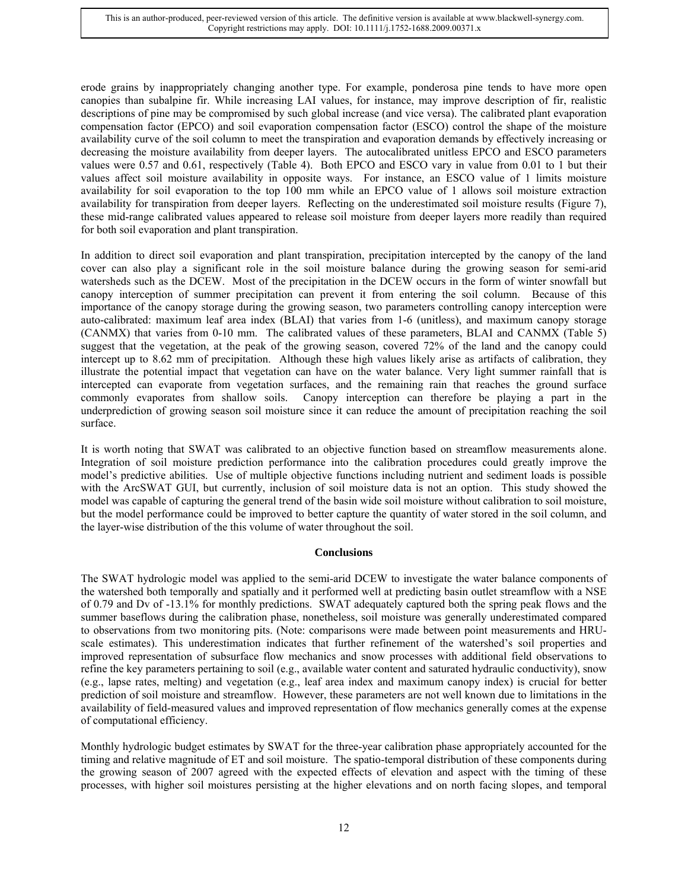erode grains by inappropriately changing another type. For example, ponderosa pine tends to have more open canopies than subalpine fir. While increasing LAI values, for instance, may improve description of fir, realistic descriptions of pine may be compromised by such global increase (and vice versa). The calibrated plant evaporation compensation factor (EPCO) and soil evaporation compensation factor (ESCO) control the shape of the moisture availability curve of the soil column to meet the transpiration and evaporation demands by effectively increasing or decreasing the moisture availability from deeper layers. The autocalibrated unitless EPCO and ESCO parameters values were 0.57 and 0.61, respectively (Table 4). Both EPCO and ESCO vary in value from 0.01 to 1 but their values affect soil moisture availability in opposite ways. For instance, an ESCO value of 1 limits moisture availability for soil evaporation to the top 100 mm while an EPCO value of 1 allows soil moisture extraction availability for transpiration from deeper layers. Reflecting on the underestimated soil moisture results (Figure 7), these mid-range calibrated values appeared to release soil moisture from deeper layers more readily than required for both soil evaporation and plant transpiration.

In addition to direct soil evaporation and plant transpiration, precipitation intercepted by the canopy of the land cover can also play a significant role in the soil moisture balance during the growing season for semi-arid watersheds such as the DCEW. Most of the precipitation in the DCEW occurs in the form of winter snowfall but canopy interception of summer precipitation can prevent it from entering the soil column. Because of this importance of the canopy storage during the growing season, two parameters controlling canopy interception were auto-calibrated: maximum leaf area index (BLAI) that varies from 1-6 (unitless), and maximum canopy storage (CANMX) that varies from 0-10 mm. The calibrated values of these parameters, BLAI and CANMX (Table 5) suggest that the vegetation, at the peak of the growing season, covered 72% of the land and the canopy could intercept up to 8.62 mm of precipitation. Although these high values likely arise as artifacts of calibration, they illustrate the potential impact that vegetation can have on the water balance. Very light summer rainfall that is intercepted can evaporate from vegetation surfaces, and the remaining rain that reaches the ground surface commonly evaporates from shallow soils. Canopy interception can therefore be playing a part in the underprediction of growing season soil moisture since it can reduce the amount of precipitation reaching the soil surface.

It is worth noting that SWAT was calibrated to an objective function based on streamflow measurements alone. Integration of soil moisture prediction performance into the calibration procedures could greatly improve the model's predictive abilities. Use of multiple objective functions including nutrient and sediment loads is possible with the ArcSWAT GUI, but currently, inclusion of soil moisture data is not an option. This study showed the model was capable of capturing the general trend of the basin wide soil moisture without calibration to soil moisture, but the model performance could be improved to better capture the quantity of water stored in the soil column, and the layer-wise distribution of the this volume of water throughout the soil.

## Conclusions

The SWAT hydrologic model was applied to the semi-arid DCEW to investigate the water balance components of the watershed both temporally and spatially and it performed well at predicting basin outlet streamflow with a NSE of 0.79 and Dv of -13.1% for monthly predictions. SWAT adequately captured both the spring peak flows and the summer baseflows during the calibration phase, nonetheless, soil moisture was generally underestimated compared to observations from two monitoring pits. (Note: comparisons were made between point measurements and HRU-scale estimates). This underestimation indicates that further refinement of the watershed's soil properties and improved representation of subsurface flow mechanics and snow processes with additional field observations to refine the key parameters pertaining to soil (e.g., available water content and saturated hydraulic conductivity), snow (e.g., lapse rates, melting) and vegetation (e.g., leaf area index and maximum canopy index) is crucial for better prediction of soil moisture and streamflow. However, these parameters are not well known due to limitations in the availability of field-measured values and improved representation of flow mechanics generally comes at the expense of computational efficiency.

Monthly hydrologic budget estimates by SWAT for the three-year calibration phase appropriately accounted for the timing and relative magnitude of ET and soil moisture. The spatio-temporal distribution of these components during the growing season of 2007 agreed with the expected effects of elevation and aspect with the timing of these processes, with higher soil moistures persisting at the higher elevations and on north facing slopes, and temporal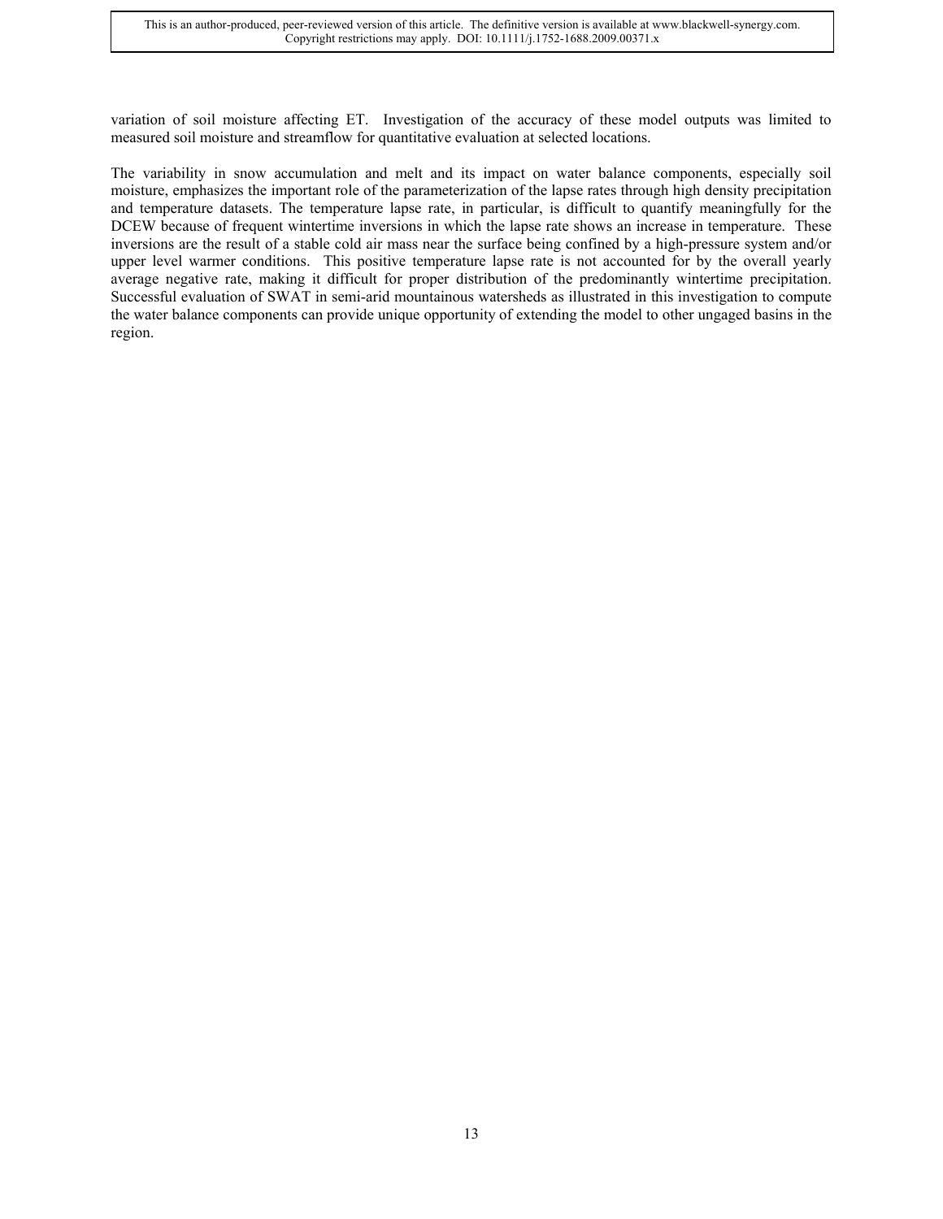variation of soil moisture affecting ET. Investigation of the accuracy of these model outputs was limited to measured soil moisture and streamflow for quantitative evaluation at selected locations.

The variability in snow accumulation and melt and its impact on water balance components, especially soil moisture, emphasizes the important role of the parameterization of the lapse rates through high density precipitation and temperature datasets. The temperature lapse rate, in particular, is difficult to quantify meaningfully for the DCEW because of frequent wintertime inversions in which the lapse rate shows an increase in temperature. These inversions are the result of a stable cold air mass near the surface being confined by a high-pressure system and/or upper level warmer conditions. This positive temperature lapse rate is not accounted for by the overall yearly average negative rate, making it difficult for proper distribution of the predominantly wintertime precipitation. Successful evaluation of SWAT in semi-arid mountainous watersheds as illustrated in this investigation to compute the water balance components can provide unique opportunity of extending the model to other ungaged basins in the region.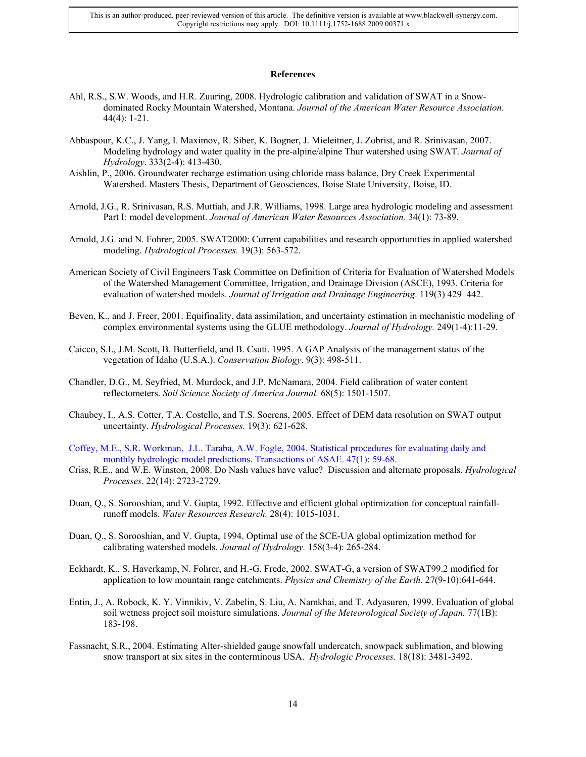**References**

Ahl, R.S., S.W. Woods, and H.R. Zuuring, 2008. Hydrologic calibration and validation of SWAT in a Snow-dominated Rocky Mountain Watershed, Montana. *Journal of the American Water Resource Association.* 44(4): 1-21.

Abbaspour, K.C., J. Yang, I. Maximov, R. Siber, K. Bogner, J. Mieleitner, J. Zobrist, and R. Srinivasan, 2007. Modeling hydrology and water quality in the pre-alpine/alpine Thur watershed using SWAT. *Journal of Hydrology*. 333(2-4): 413-430.

Aishlin, P., 2006. Groundwater recharge estimation using chloride mass balance, Dry Creek Experimental Watershed. Masters Thesis, Department of Geosciences, Boise State University, Boise, ID.

Arnold, J.G., R. Srinivasan, R.S. Muttiah, and J.R. Williams, 1998. Large area hydrologic modeling and assessment Part I: model development. *Journal of American Water Resources Association.* 34(1): 73-89.

Arnold, J.G. and N. Fohrer, 2005. SWAT2000: Current capabilities and research opportunities in applied watershed modeling. *Hydrological Processes.* 19(3): 563-572.

American Society of Civil Engineers Task Committee on Definition of Criteria for Evaluation of Watershed Models of the Watershed Management Committee, Irrigation, and Drainage Division (ASCE), 1993. Criteria for evaluation of watershed models. *Journal of Irrigation and Drainage Engineering*. 119(3) 429–442.

Beven, K., and J. Freer, 2001. Equifinality, data assimilation, and uncertainty estimation in mechanistic modeling of complex environmental systems using the GLUE methodology. *Journal of Hydrology.* 249(1-4):11-29.

Caicco, S.I., J.M. Scott, B. Butterfield, and B. Csuti. 1995. A GAP Analysis of the management status of the vegetation of Idaho (U.S.A.). *Conservation Biology*. 9(3): 498-511.

Chandler, D.G., M. Seyfried, M. Murdock, and J.P. McNamara, 2004. Field calibration of water content reflectometers. *Soil Science Society of America Journal.* 68(5): 1501-1507.

Chaubey, I., A.S. Cotter, T.A. Costello, and T.S. Soerens, 2005. Effect of DEM data resolution on SWAT output uncertainty. *Hydrological Processes.* 19(3): 621-628.

Coffey, M.E., S.R. Workman, J.L. Taraba, A.W. Fogle, 2004. Statistical procedures for evaluating daily and monthly hydrologic model predictions. Transactions of ASAE. 47(1): 59-68.

Criss, R.E., and W.E. Winston, 2008. Do Nash values have value? Discussion and alternate proposals. *Hydrological Processes*. 22(14): 2723-2729.

Duan, Q., S. Sorooshian, and V. Gupta, 1992. Effective and efficient global optimization for conceptual rainfall-runoff models. *Water Resources Research.* 28(4): 1015-1031.

Duan, Q., S. Sorooshian, and V. Gupta, 1994. Optimal use of the SCE-UA global optimization method for calibrating watershed models. *Journal of Hydrology.* 158(3-4): 265-284.

Eckhardt, K., S. Haverkamp, N. Fohrer, and H.-G. Frede, 2002. SWAT-G, a version of SWAT99.2 modified for application to low mountain range catchments. *Physics and Chemistry of the Earth*. 27(9-10):641-644.

Entin, J., A. Robock, K. Y. Vinnikiv, V. Zabelin, S. Liu, A. Namkhai, and T. Adyasuren, 1999. Evaluation of global soil wetness project soil moisture simulations. *Journal of the Meteorological Society of Japan.* 77(1B): 183-198.

Fassnacht, S.R., 2004. Estimating Alter-shielded gauge snowfall undercatch, snowpack sublimation, and blowing snow transport at six sites in the conterminous USA. *Hydrologic Processes.* 18(18): 3481-3492.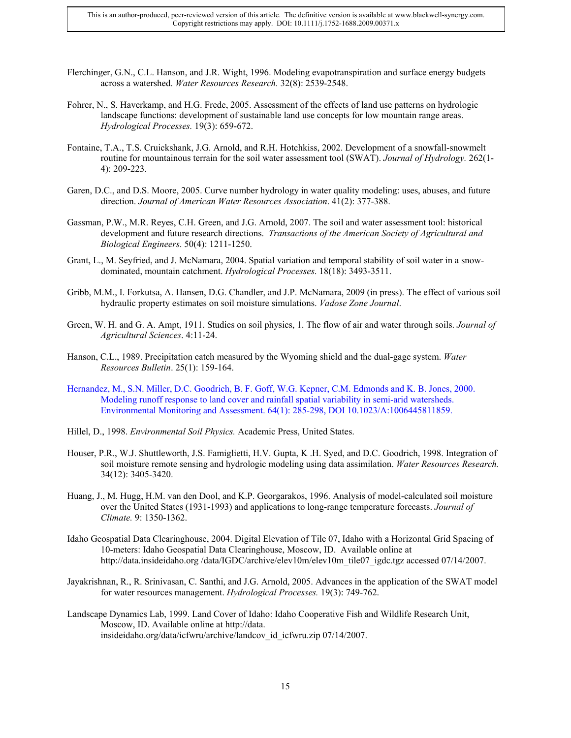Flerchinger, G.N., C.L. Hanson, and J.R. Wight, 1996. Modeling evapotranspiration and surface energy budgets across a watershed. *Water Resources Research.* 32(8): 2539-2548.

Fohrer, N., S. Haverkamp, and H.G. Frede, 2005. Assessment of the effects of land use patterns on hydrologic landscape functions: development of sustainable land use concepts for low mountain range areas. *Hydrological Processes.* 19(3): 659-672.

Fontaine, T.A., T.S. Cruickshank, J.G. Arnold, and R.H. Hotchkiss, 2002. Development of a snowfall-snowmelt routine for mountainous terrain for the soil water assessment tool (SWAT). *Journal of Hydrology.* 262(1-4): 209-223.

Garen, D.C., and D.S. Moore, 2005. Curve number hydrology in water quality modeling: uses, abuses, and future direction. *Journal of American Water Resources Association*. 41(2): 377-388.

Gassman, P.W., M.R. Reyes, C.H. Green, and J.G. Arnold, 2007. The soil and water assessment tool: historical development and future research directions. *Transactions of the American Society of Agricultural and Biological Engineers*. 50(4): 1211-1250.

Grant, L., M. Seyfried, and J. McNamara, 2004. Spatial variation and temporal stability of soil water in a snow-dominated, mountain catchment. *Hydrological Processes*. 18(18): 3493-3511.

Gribb, M.M., I. Forkutsa, A. Hansen, D.G. Chandler, and J.P. McNamara, 2009 (in press). The effect of various soil hydraulic property estimates on soil moisture simulations. *Vadose Zone Journal*.

Green, W. H. and G. A. Ampt, 1911. Studies on soil physics, 1. The flow of air and water through soils. *Journal of Agricultural Sciences*. 4:11-24.

Hanson, C.L., 1989. Precipitation catch measured by the Wyoming shield and the dual-gage system. *Water Resources Bulletin*. 25(1): 159-164.

Hernandez, M., S.N. Miller, D.C. Goodrich, B. F. Goff, W.G. Kepner, C.M. Edmonds and K. B. Jones, 2000. Modeling runoff response to land cover and rainfall spatial variability in semi-arid watersheds. Environmental Monitoring and Assessment. 64(1): 285-298, DOI 10.1023/A:1006445811859.

Hillel, D., 1998. *Environmental Soil Physics.* Academic Press, United States.

Houser, P.R., W.J. Shuttleworth, J.S. Famiglietti, H.V. Gupta, K .H. Syed, and D.C. Goodrich, 1998. Integration of soil moisture remote sensing and hydrologic modeling using data assimilation. *Water Resources Research.* 34(12): 3405-3420.

Huang, J., M. Hugg, H.M. van den Dool, and K.P. Georgarakos, 1996. Analysis of model-calculated soil moisture over the United States (1931-1993) and applications to long-range temperature forecasts. *Journal of Climate.* 9: 1350-1362.

Idaho Geospatial Data Clearinghouse, 2004. Digital Elevation of Tile 07, Idaho with a Horizontal Grid Spacing of 10-meters: Idaho Geospatial Data Clearinghouse, Moscow, ID. Available online at http://data.insideidaho.org /data/IGDC/archive/elev10m/elev10m_tile07_igdc.tgz accessed 07/14/2007.

Jayakrishnan, R., R. Srinivasan, C. Santhi, and J.G. Arnold, 2005. Advances in the application of the SWAT model for water resources management. *Hydrological Processes.* 19(3): 749-762.

Landscape Dynamics Lab, 1999. Land Cover of Idaho: Idaho Cooperative Fish and Wildlife Research Unit, Moscow, ID. Available online at http://data. insideidaho.org/data/icfwru/archive/landcov_id_icfwru.zip 07/14/2007.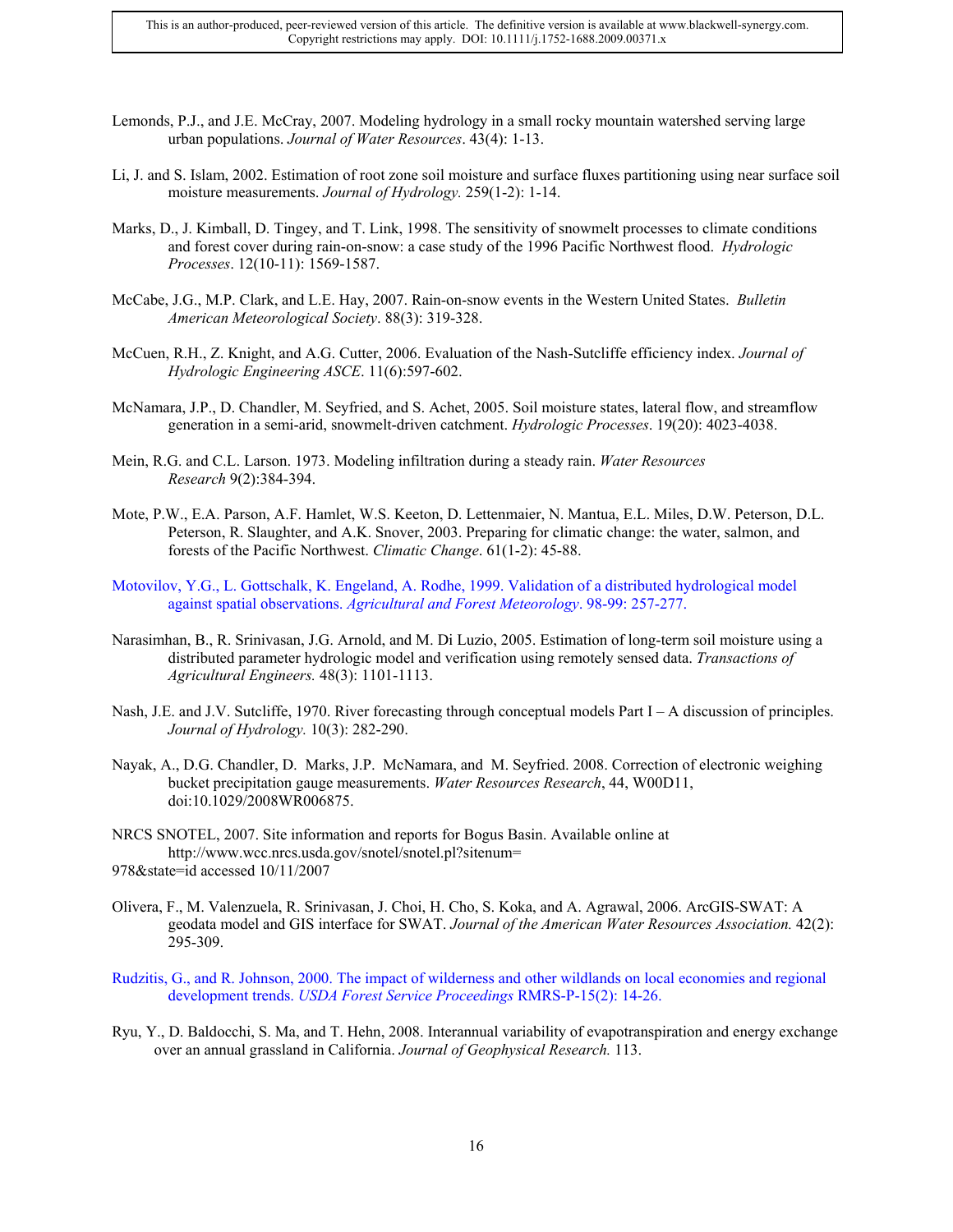Lemonds, P.J., and J.E. McCray, 2007. Modeling hydrology in a small rocky mountain watershed serving large urban populations. *Journal of Water Resources*. 43(4): 1-13.

Li, J. and S. Islam, 2002. Estimation of root zone soil moisture and surface fluxes partitioning using near surface soil moisture measurements. *Journal of Hydrology.* 259(1-2): 1-14.

Marks, D., J. Kimball, D. Tingey, and T. Link, 1998. The sensitivity of snowmelt processes to climate conditions and forest cover during rain-on-snow: a case study of the 1996 Pacific Northwest flood. *Hydrologic Processes*. 12(10-11): 1569-1587.

McCabe, J.G., M.P. Clark, and L.E. Hay, 2007. Rain-on-snow events in the Western United States. *Bulletin American Meteorological Society*. 88(3): 319-328.

McCuen, R.H., Z. Knight, and A.G. Cutter, 2006. Evaluation of the Nash-Sutcliffe efficiency index. *Journal of Hydrologic Engineering ASCE*. 11(6):597-602.

McNamara, J.P., D. Chandler, M. Seyfried, and S. Achet, 2005. Soil moisture states, lateral flow, and streamflow generation in a semi-arid, snowmelt-driven catchment. *Hydrologic Processes*. 19(20): 4023-4038.

Mein, R.G. and C.L. Larson. 1973. Modeling infiltration during a steady rain. *Water Resources Research* 9(2):384-394.

Mote, P.W., E.A. Parson, A.F. Hamlet, W.S. Keeton, D. Lettenmaier, N. Mantua, E.L. Miles, D.W. Peterson, D.L. Peterson, R. Slaughter, and A.K. Snover, 2003. Preparing for climatic change: the water, salmon, and forests of the Pacific Northwest. *Climatic Change*. 61(1-2): 45-88.

Motovilov, Y.G., L. Gottschalk, K. Engeland, A. Rodhe, 1999. Validation of a distributed hydrological model against spatial observations. *Agricultural and Forest Meteorology*. 98-99: 257-277.

Narasimhan, B., R. Srinivasan, J.G. Arnold, and M. Di Luzio, 2005. Estimation of long-term soil moisture using a distributed parameter hydrologic model and verification using remotely sensed data. *Transactions of Agricultural Engineers.* 48(3): 1101-1113.

Nash, J.E. and J.V. Sutcliffe, 1970. River forecasting through conceptual models Part I – A discussion of principles. *Journal of Hydrology.* 10(3): 282-290.

Nayak, A., D.G. Chandler, D. Marks, J.P. McNamara, and M. Seyfried. 2008. Correction of electronic weighing bucket precipitation gauge measurements. *Water Resources Research*, 44, W00D11, doi:10.1029/2008WR006875.

NRCS SNOTEL, 2007. Site information and reports for Bogus Basin. Available online at http://www.wcc.nrcs.usda.gov/snotel/snotel.pl?sitenum=978&state=id accessed 10/11/2007

Olivera, F., M. Valenzuela, R. Srinivasan, J. Choi, H. Cho, S. Koka, and A. Agrawal, 2006. ArcGIS-SWAT: A geodata model and GIS interface for SWAT. *Journal of the American Water Resources Association.* 42(2): 295-309.

Rudzitis, G., and R. Johnson, 2000. The impact of wilderness and other wildlands on local economies and regional development trends. *USDA Forest Service Proceedings* RMRS-P-15(2): 14-26.

Ryu, Y., D. Baldocchi, S. Ma, and T. Hehn, 2008. Interannual variability of evapotranspiration and energy exchange over an annual grassland in California. *Journal of Geophysical Research.* 113.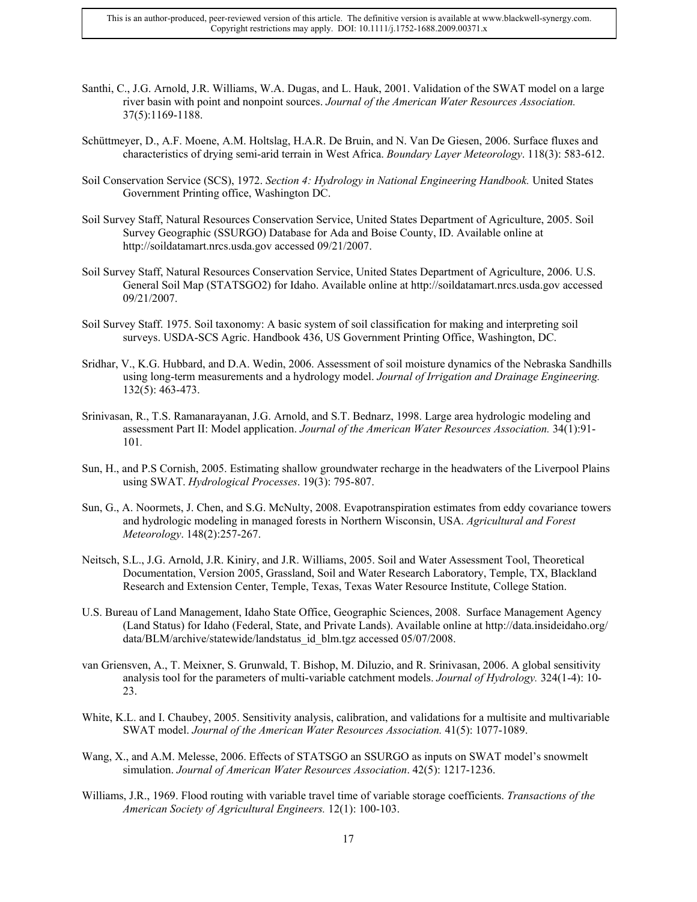Santhi, C., J.G. Arnold, J.R. Williams, W.A. Dugas, and L. Hauk, 2001. Validation of the SWAT model on a large river basin with point and nonpoint sources. *Journal of the American Water Resources Association.* 37(5):1169-1188.

Schüttmeyer, D., A.F. Moene, A.M. Holtslag, H.A.R. De Bruin, and N. Van De Giesen, 2006. Surface fluxes and characteristics of drying semi-arid terrain in West Africa. *Boundary Layer Meteorology*. 118(3): 583-612.

Soil Conservation Service (SCS), 1972. *Section 4: Hydrology in National Engineering Handbook.* United States Government Printing office, Washington DC.

Soil Survey Staff, Natural Resources Conservation Service, United States Department of Agriculture, 2005. Soil Survey Geographic (SSURGO) Database for Ada and Boise County, ID. Available online at http://soildatamart.nrcs.usda.gov accessed 09/21/2007.

Soil Survey Staff, Natural Resources Conservation Service, United States Department of Agriculture, 2006. U.S. General Soil Map (STATSGO2) for Idaho. Available online at http://soildatamart.nrcs.usda.gov accessed 09/21/2007.

Soil Survey Staff. 1975. Soil taxonomy: A basic system of soil classification for making and interpreting soil surveys. USDA-SCS Agric. Handbook 436, US Government Printing Office, Washington, DC.

Sridhar, V., K.G. Hubbard, and D.A. Wedin, 2006. Assessment of soil moisture dynamics of the Nebraska Sandhills using long-term measurements and a hydrology model. *Journal of Irrigation and Drainage Engineering.* 132(5): 463-473.

Srinivasan, R., T.S. Ramanarayanan, J.G. Arnold, and S.T. Bednarz, 1998. Large area hydrologic modeling and assessment Part II: Model application. *Journal of the American Water Resources Association.* 34(1):91-101.

Sun, H., and P.S Cornish, 2005. Estimating shallow groundwater recharge in the headwaters of the Liverpool Plains using SWAT. *Hydrological Processes*. 19(3): 795-807.

Sun, G., A. Noormets, J. Chen, and S.G. McNulty, 2008. Evapotranspiration estimates from eddy covariance towers and hydrologic modeling in managed forests in Northern Wisconsin, USA. *Agricultural and Forest Meteorology*. 148(2):257-267.

Neitsch, S.L., J.G. Arnold, J.R. Kiniry, and J.R. Williams, 2005. Soil and Water Assessment Tool, Theoretical Documentation, Version 2005, Grassland, Soil and Water Research Laboratory, Temple, TX, Blackland Research and Extension Center, Temple, Texas, Texas Water Resource Institute, College Station.

U.S. Bureau of Land Management, Idaho State Office, Geographic Sciences, 2008. Surface Management Agency (Land Status) for Idaho (Federal, State, and Private Lands). Available online at http://data.insideidaho.org/data/BLM/archive/statewide/landstatus_id_blm.tgz accessed 05/07/2008.

van Griensven, A., T. Meixner, S. Grunwald, T. Bishop, M. Diluzio, and R. Srinivasan, 2006. A global sensitivity analysis tool for the parameters of multi-variable catchment models. *Journal of Hydrology.* 324(1-4): 10-23.

White, K.L. and I. Chaubey, 2005. Sensitivity analysis, calibration, and validations for a multisite and multivariable SWAT model. *Journal of the American Water Resources Association.* 41(5): 1077-1089.

Wang, X., and A.M. Melesse, 2006. Effects of STATSGO an SSURGO as inputs on SWAT model's snowmelt simulation. *Journal of American Water Resources Association*. 42(5): 1217-1236.

Williams, J.R., 1969. Flood routing with variable travel time of variable storage coefficients. *Transactions of the American Society of Agricultural Engineers.* 12(1): 100-103.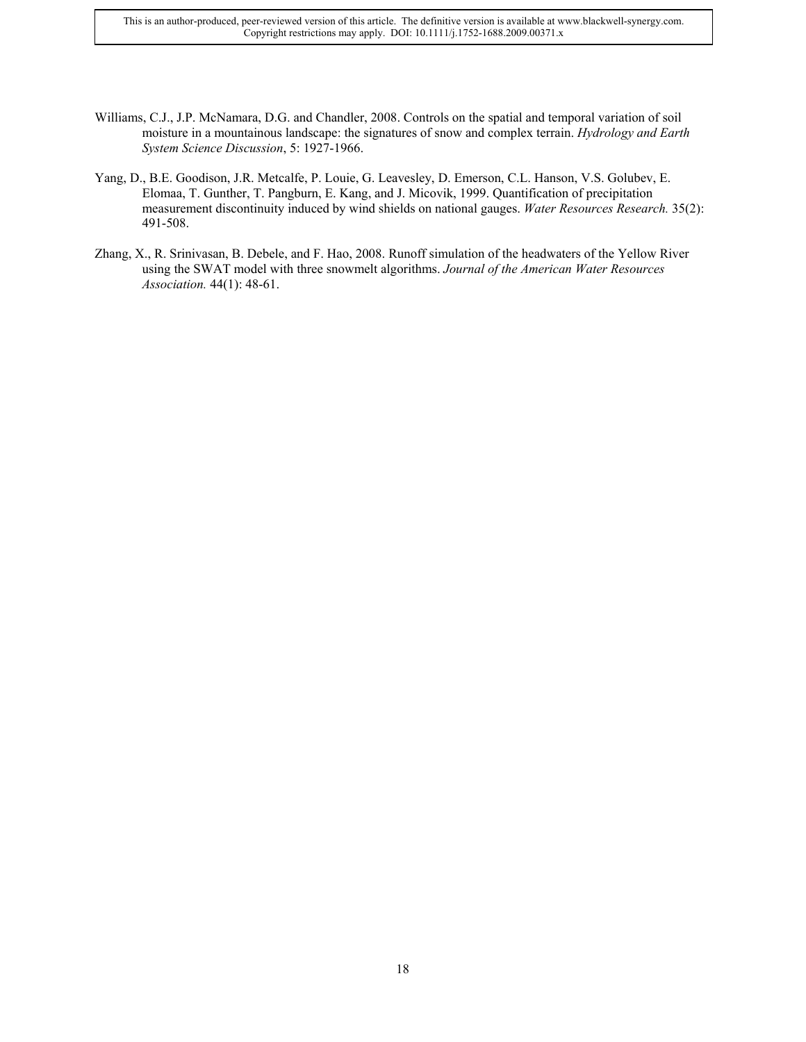Williams, C.J., J.P. McNamara, D.G. and Chandler, 2008. Controls on the spatial and temporal variation of soil moisture in a mountainous landscape: the signatures of snow and complex terrain. *Hydrology and Earth System Science Discussion*, 5: 1927-1966.

Yang, D., B.E. Goodison, J.R. Metcalfe, P. Louie, G. Leavesley, D. Emerson, C.L. Hanson, V.S. Golubev, E. Elomaa, T. Gunther, T. Pangburn, E. Kang, and J. Micovik, 1999. Quantification of precipitation measurement discontinuity induced by wind shields on national gauges. *Water Resources Research.* 35(2): 491-508.

Zhang, X., R. Srinivasan, B. Debele, and F. Hao, 2008. Runoff simulation of the headwaters of the Yellow River using the SWAT model with three snowmelt algorithms. *Journal of the American Water Resources Association.* 44(1): 48-61.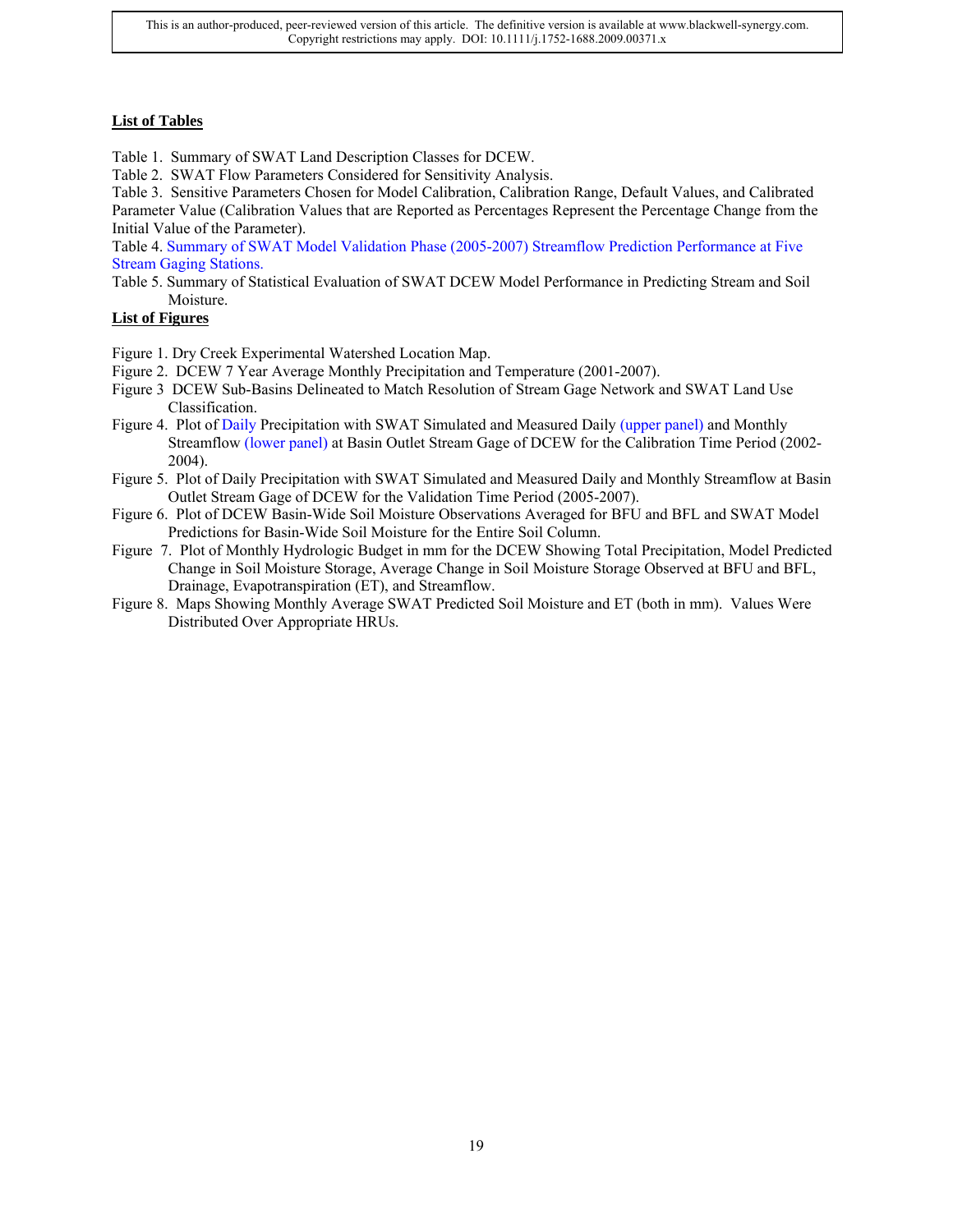## List of Tables

Table 1. Summary of SWAT Land Description Classes for DCEW.

Table 2. SWAT Flow Parameters Considered for Sensitivity Analysis.

Table 3. Sensitive Parameters Chosen for Model Calibration, Calibration Range, Default Values, and Calibrated Parameter Value (Calibration Values that are Reported as Percentages Represent the Percentage Change from the Initial Value of the Parameter).

Table 4. Summary of SWAT Model Validation Phase (2005-2007) Streamflow Prediction Performance at Five Stream Gaging Stations.

Table 5. Summary of Statistical Evaluation of SWAT DCEW Model Performance in Predicting Stream and Soil Moisture.

## List of Figures

Figure 1. Dry Creek Experimental Watershed Location Map.

Figure 2. DCEW 7 Year Average Monthly Precipitation and Temperature (2001-2007).

Figure 3 DCEW Sub-Basins Delineated to Match Resolution of Stream Gage Network and SWAT Land Use Classification.

Figure 4. Plot of Daily Precipitation with SWAT Simulated and Measured Daily (upper panel) and Monthly Streamflow (lower panel) at Basin Outlet Stream Gage of DCEW for the Calibration Time Period (2002-2004).

Figure 5. Plot of Daily Precipitation with SWAT Simulated and Measured Daily and Monthly Streamflow at Basin Outlet Stream Gage of DCEW for the Validation Time Period (2005-2007).

Figure 6. Plot of DCEW Basin-Wide Soil Moisture Observations Averaged for BFU and BFL and SWAT Model Predictions for Basin-Wide Soil Moisture for the Entire Soil Column.

Figure 7. Plot of Monthly Hydrologic Budget in mm for the DCEW Showing Total Precipitation, Model Predicted Change in Soil Moisture Storage, Average Change in Soil Moisture Storage Observed at BFU and BFL, Drainage, Evapotranspiration (ET), and Streamflow.

Figure 8. Maps Showing Monthly Average SWAT Predicted Soil Moisture and ET (both in mm). Values Were Distributed Over Appropriate HRUs.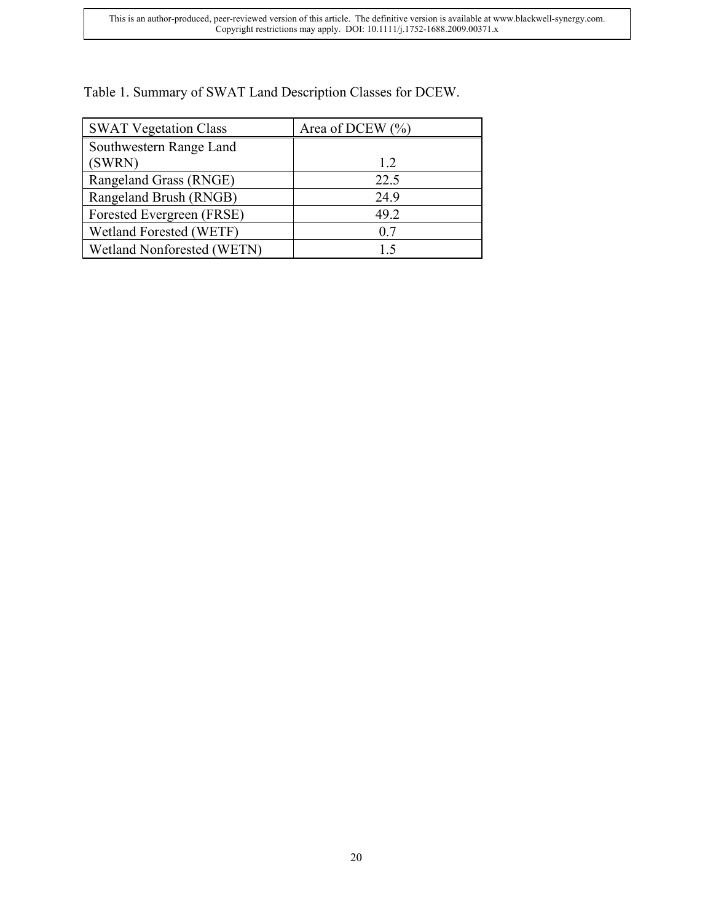Table 1. Summary of SWAT Land Description Classes for DCEW.

| SWAT Vegetation Class | Area of DCEW (%) |
|---|---|
| Southwestern Range Land (SWRN) | 1.2 |
| Rangeland Grass (RNGE) | 22.5 |
| Rangeland Brush (RNGB) | 24.9 |
| Forested Evergreen (FRSE) | 49.2 |
| Wetland Forested (WETF) | 0.7 |
| Wetland Nonforested (WETN) | 1.5 |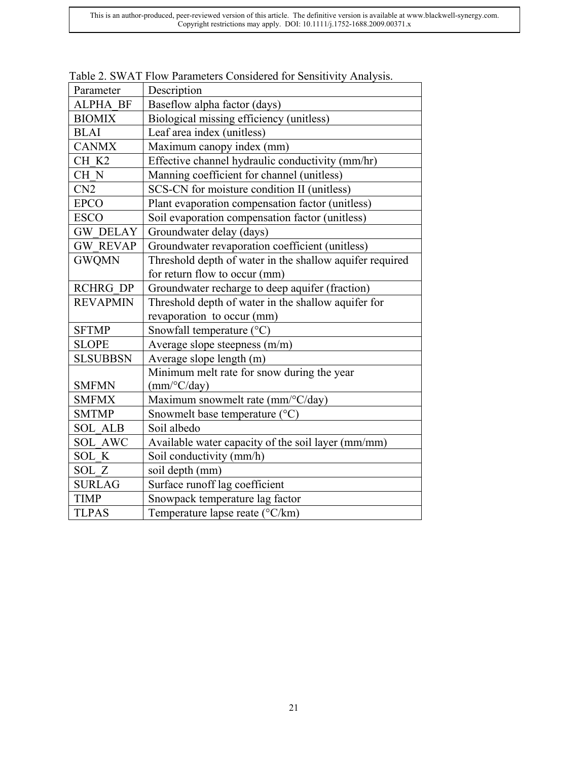This is an author-produced, peer-reviewed version of this article. The definitive version is available at www.blackwell-synergy.com. Copyright restrictions may apply. DOI: 10.1111/j.1752-1688.2009.00371.x

Table 2. SWAT Flow Parameters Considered for Sensitivity Analysis.

| Parameter | Description |
|---|---|
| ALPHA_BF | Baseflow alpha factor (days) |
| BIOMIX | Biological missing efficiency (unitless) |
| BLAI | Leaf area index (unitless) |
| CANMX | Maximum canopy index (mm) |
| CH_K2 | Effective channel hydraulic conductivity (mm/hr) |
| CH_N | Manning coefficient for channel (unitless) |
| CN2 | SCS-CN for moisture condition II (unitless) |
| EPCO | Plant evaporation compensation factor (unitless) |
| ESCO | Soil evaporation compensation factor (unitless) |
| GW_DELAY | Groundwater delay (days) |
| GW_REVAP | Groundwater revaporation coefficient (unitless) |
| GWQMN | Threshold depth of water in the shallow aquifer required for return flow to occur (mm) |
| RCHRG_DP | Groundwater recharge to deep aquifer (fraction) |
| REVAPMIN | Threshold depth of water in the shallow aquifer for revaporation to occur (mm) |
| SFTMP | Snowfall temperature (°C) |
| SLOPE | Average slope steepness (m/m) |
| SLSUBBSN | Average slope length (m) |
| SMFMN | Minimum melt rate for snow during the year (mm/°C/day) |
| SMFMX | Maximum snowmelt rate (mm/°C/day) |
| SMTMP | Snowmelt base temperature (°C) |
| SOL_ALB | Soil albedo |
| SOL_AWC | Available water capacity of the soil layer (mm/mm) |
| SOL_K | Soil conductivity (mm/h) |
| SOL_Z | soil depth (mm) |
| SURLAG | Surface runoff lag coefficient |
| TIMP | Snowpack temperature lag factor |
| TLPAS | Temperature lapse reate (°C/km) |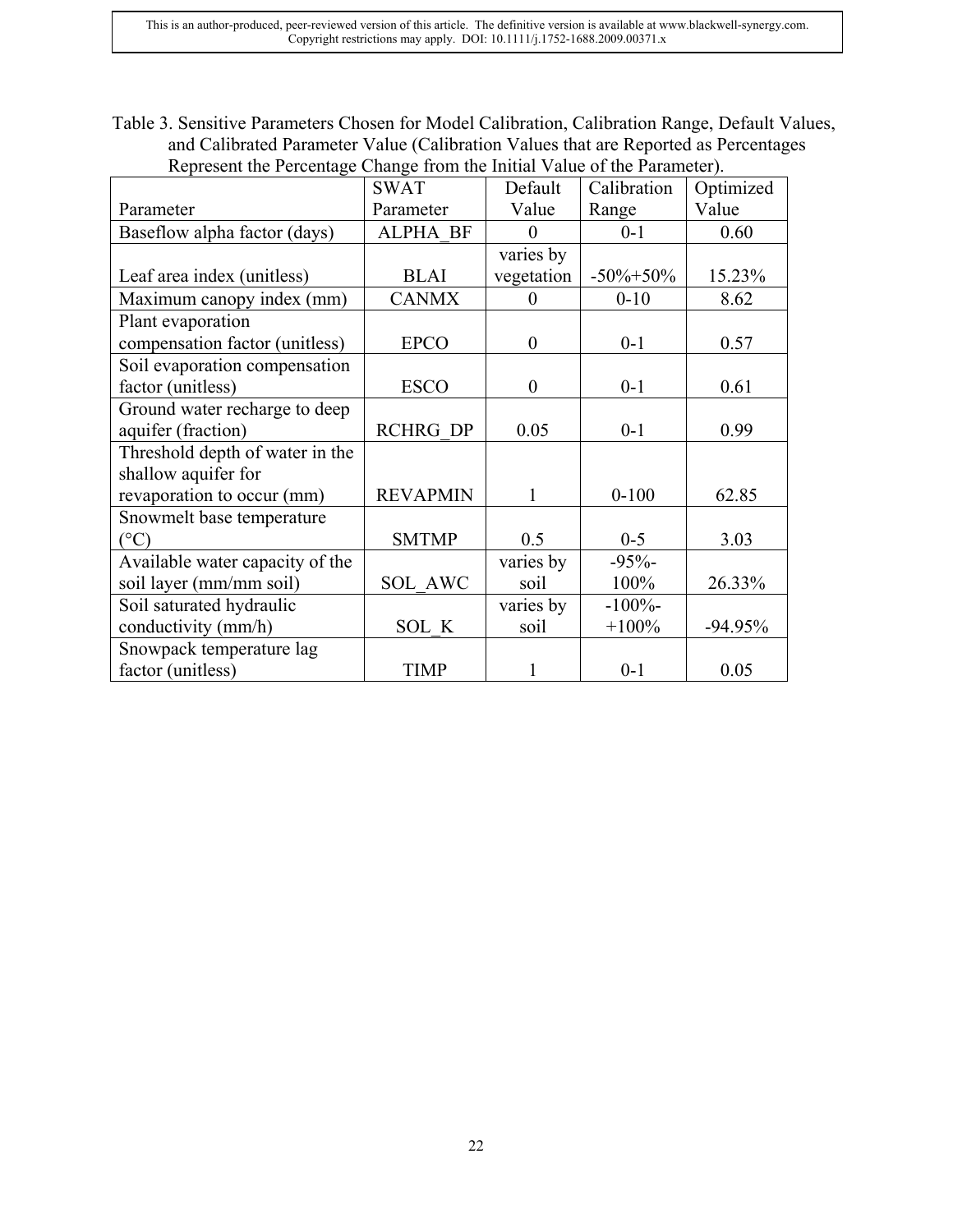Table 3. Sensitive Parameters Chosen for Model Calibration, Calibration Range, Default Values, and Calibrated Parameter Value (Calibration Values that are Reported as Percentages Represent the Percentage Change from the Initial Value of the Parameter).

| Parameter | SWAT Parameter | Default Value | Calibration Range | Optimized Value |
|---|---|---|---|---|
| Baseflow alpha factor (days) | ALPHA_BF | 0 | 0-1 | 0.60 |
| Leaf area index (unitless) | BLAI | varies by vegetation | -50%+50% | 15.23% |
| Maximum canopy index (mm) | CANMX | 0 | 0-10 | 8.62 |
| Plant evaporation compensation factor (unitless) | EPCO | 0 | 0-1 | 0.57 |
| Soil evaporation compensation factor (unitless) | ESCO | 0 | 0-1 | 0.61 |
| Ground water recharge to deep aquifer (fraction) | RCHRG_DP | 0.05 | 0-1 | 0.99 |
| Threshold depth of water in the shallow aquifer for revaporation to occur (mm) | REVAPMIN | 1 | 0-100 | 62.85 |
| Snowmelt base temperature (°C) | SMTMP | 0.5 | 0-5 | 3.03 |
| Available water capacity of the soil layer (mm/mm soil) | SOL_AWC | varies by soil | -95%-100% | 26.33% |
| Soil saturated hydraulic conductivity (mm/h) | SOL_K | varies by soil | -100%-+100% | -94.95% |
| Snowpack temperature lag factor (unitless) | TIMP | 1 | 0-1 | 0.05 |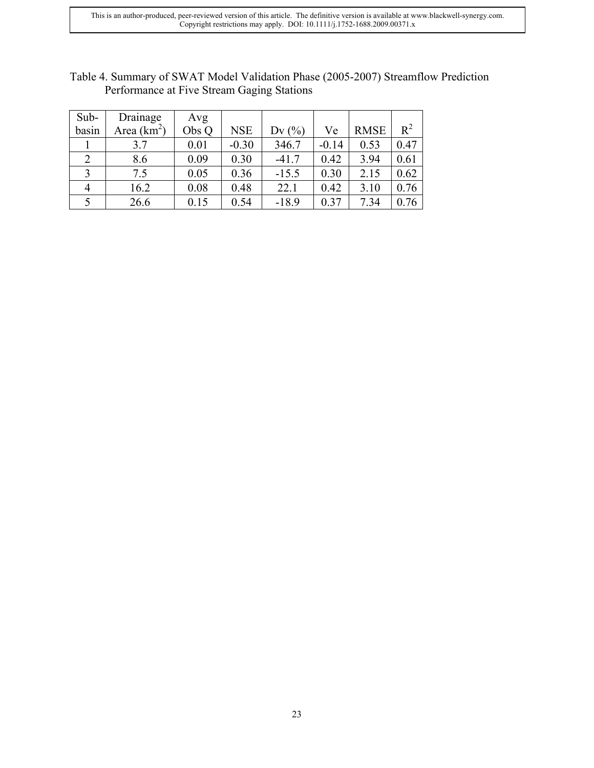Table 4. Summary of SWAT Model Validation Phase (2005-2007) Streamflow Prediction Performance at Five Stream Gaging Stations

| Sub-basin | Drainage Area ($km^2$) | Avg Obs Q | NSE | Dv (%) | Ve | RMSE | $R^2$ |
|---|---|---|---|---|---|---|---|
| 1 | 3.7 | 0.01 | -0.30 | 346.7 | -0.14 | 0.53 | 0.47 |
| 2 | 8.6 | 0.09 | 0.30 | -41.7 | 0.42 | 3.94 | 0.61 |
| 3 | 7.5 | 0.05 | 0.36 | -15.5 | 0.30 | 2.15 | 0.62 |
| 4 | 16.2 | 0.08 | 0.48 | 22.1 | 0.42 | 3.10 | 0.76 |
| 5 | 26.6 | 0.15 | 0.54 | -18.9 | 0.37 | 7.34 | 0.76 |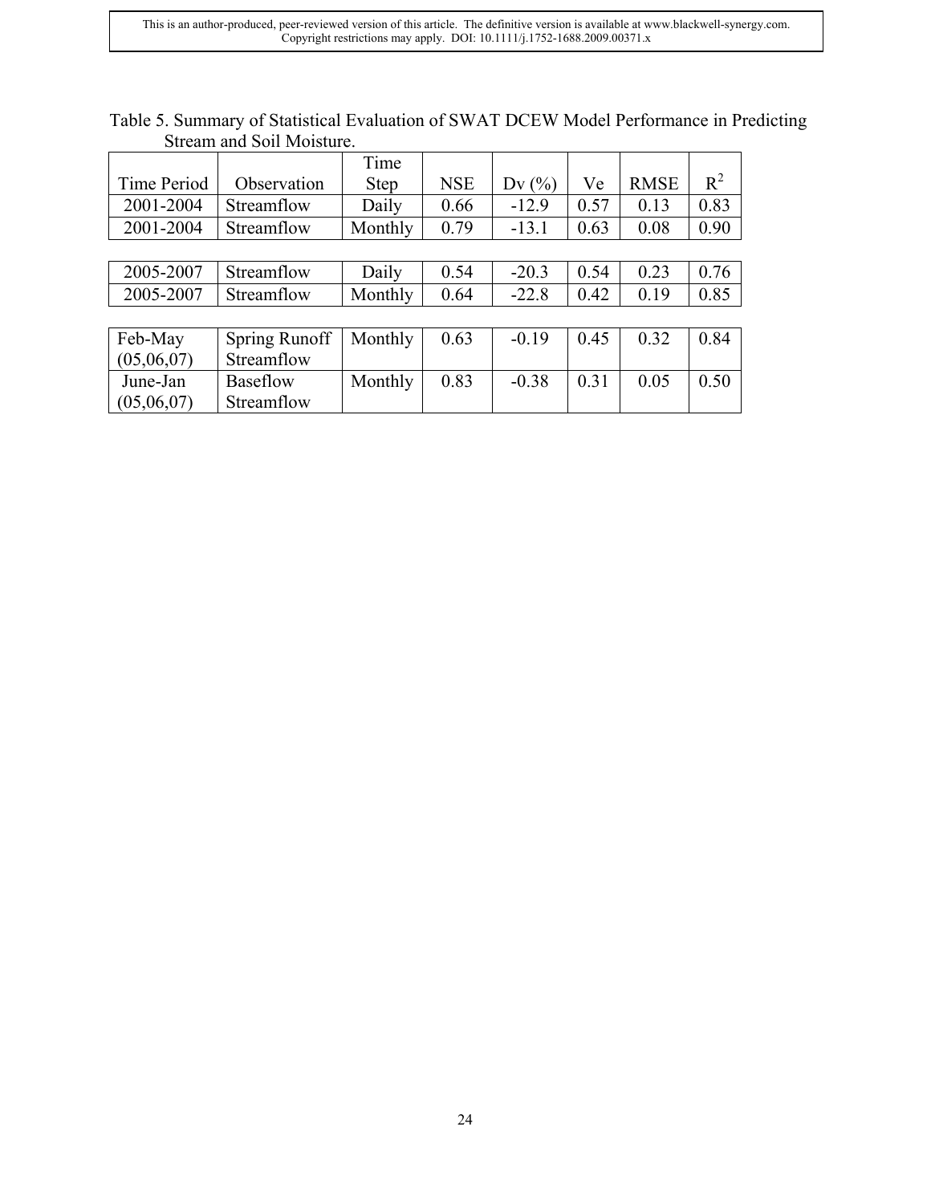Table 5. Summary of Statistical Evaluation of SWAT DCEW Model Performance in Predicting Stream and Soil Moisture.

| Time Period | Observation | Time Step | NSE | Dv (%) | Ve | RMSE | $R^2$ |
|---|---|---|---|---|---|---|---|
| 2001-2004 | Streamflow | Daily | 0.66 | -12.9 | 0.57 | 0.13 | 0.83 |
| 2001-2004 | Streamflow | Monthly | 0.79 | -13.1 | 0.63 | 0.08 | 0.90 |
| 2005-2007 | Streamflow | Daily | 0.54 | -20.3 | 0.54 | 0.23 | 0.76 |
| 2005-2007 | Streamflow | Monthly | 0.64 | -22.8 | 0.42 | 0.19 | 0.85 |
| Feb-May (05,06,07) | Spring Runoff Streamflow | Monthly | 0.63 | -0.19 | 0.45 | 0.32 | 0.84 |
| June-Jan (05,06,07) | Baseflow Streamflow | Monthly | 0.83 | -0.38 | 0.31 | 0.05 | 0.50 |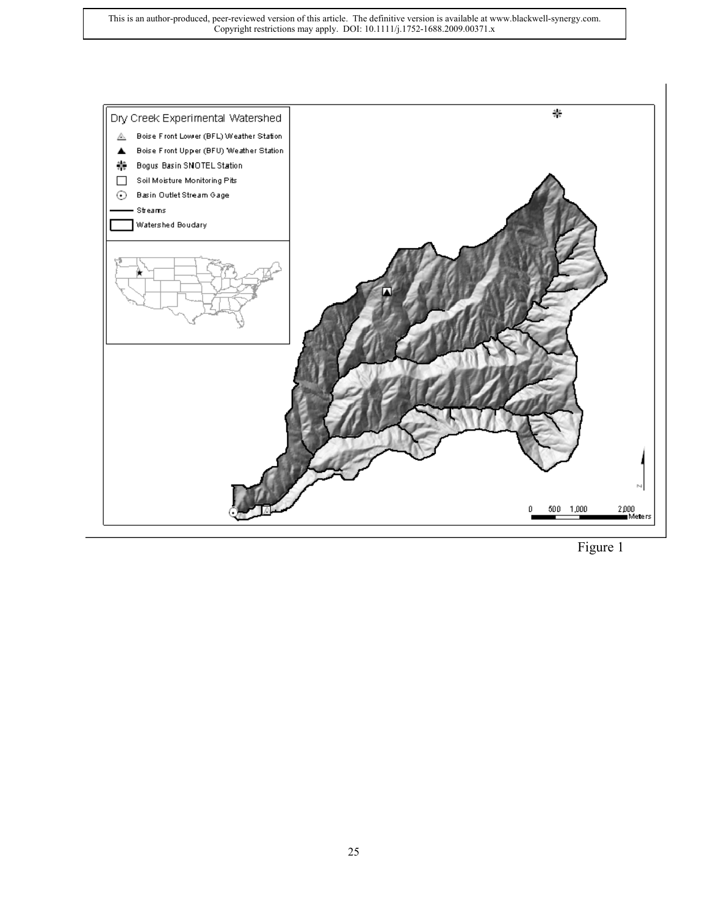Figure 1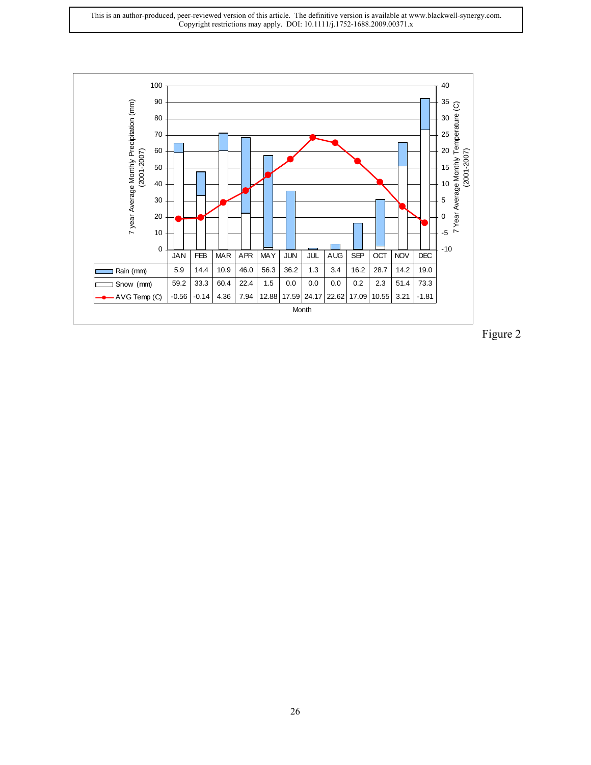| | JAN | FEB | MAR | APR | MAY | JUN | JUL | AUG | SEP | OCT | NOV | DEC |
|---|---|---|---|---|---|---|---|---|---|---|---|---|
| Rain (mm) | 5.9 | 14.4 | 10.9 | 46.0 | 56.3 | 36.2 | 1.3 | 3.4 | 16.2 | 28.7 | 14.2 | 19.0 |
| Snow (mm) | 59.2 | 33.3 | 60.4 | 22.4 | 1.5 | 0.0 | 0.0 | 0.0 | 0.2 | 2.3 | 51.4 | 73.3 |
| AVG Temp (C) | -0.56 | -0.14 | 4.36 | 7.94 | 12.88 | 17.59 | 24.17 | 22.62 | 17.09 | 10.55 | 3.21 | -1.81 |

Month

7 year Average Monthly Precipitation (mm) (2001-2007)

7 Year Average Monthly Temperature (C) (2001-2007)

Figure 2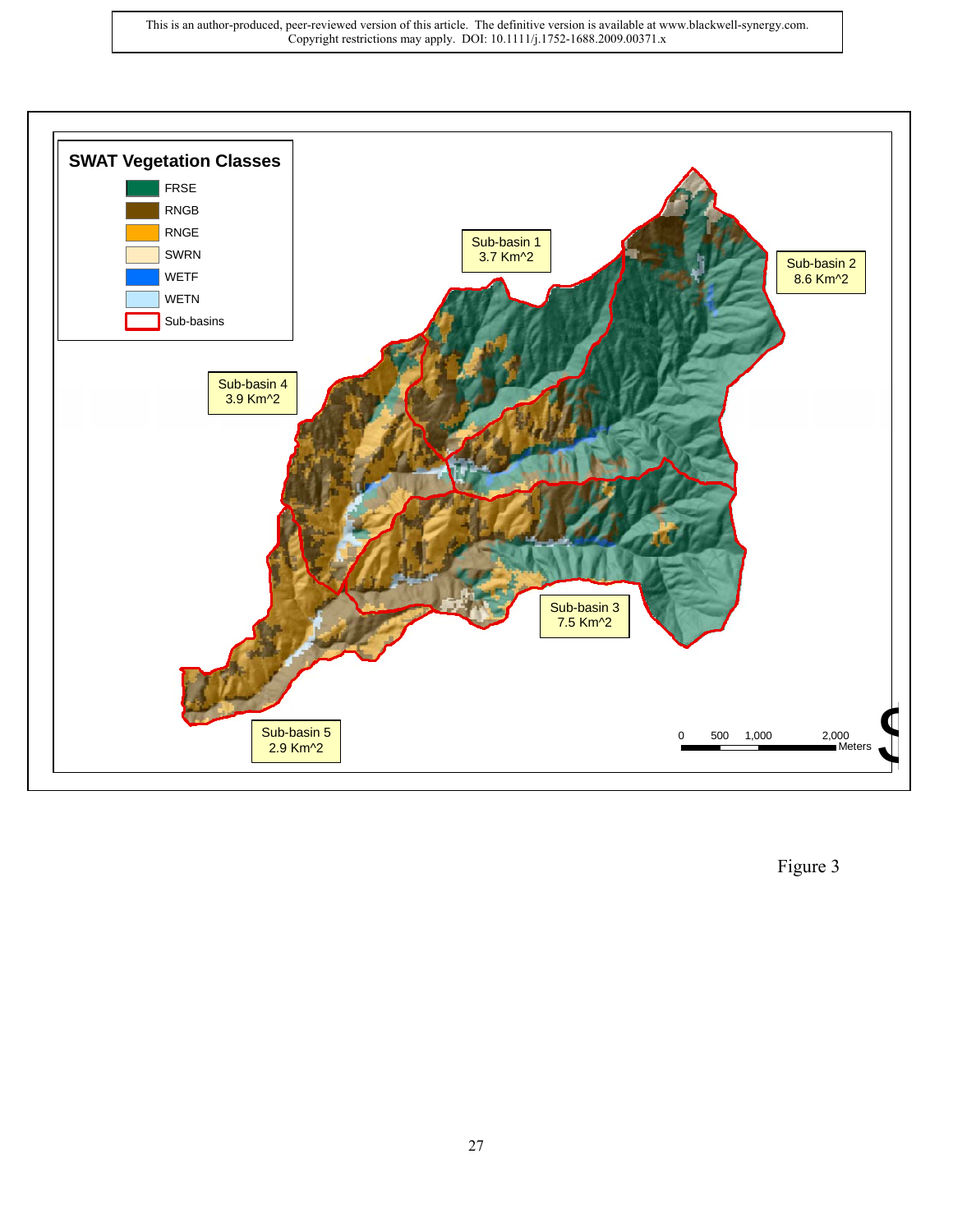This is an author-produced, peer-reviewed version of this article. The definitive version is available at www.blackwell-synergy.com. Copyright restrictions may apply. DOI: 10.1111/j.1752-1688.2009.00371.x

**SWAT Vegetation Classes**

- FRSE
- RNGB
- RNGE
- SWRN
- WETF
- WETN
- Sub-basins

Sub-basin 1 3.7 Km^2

Sub-basin 2 8.6 Km^2

Sub-basin 3 7.5 Km^2

Sub-basin 4 3.9 Km^2

Sub-basin 5 2.9 Km^2

0 500 1,000 2,000 Meters

Figure 3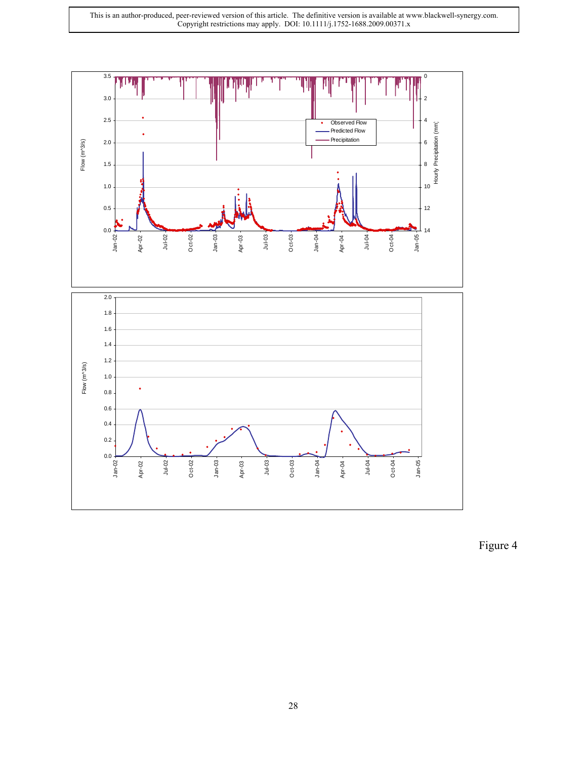This is an author-produced, peer-reviewed version of this article. The definitive version is available at www.blackwell-synergy.com. Copyright restrictions may apply. DOI: 10.1111/j.1752-1688.2009.00371.x

Figure 4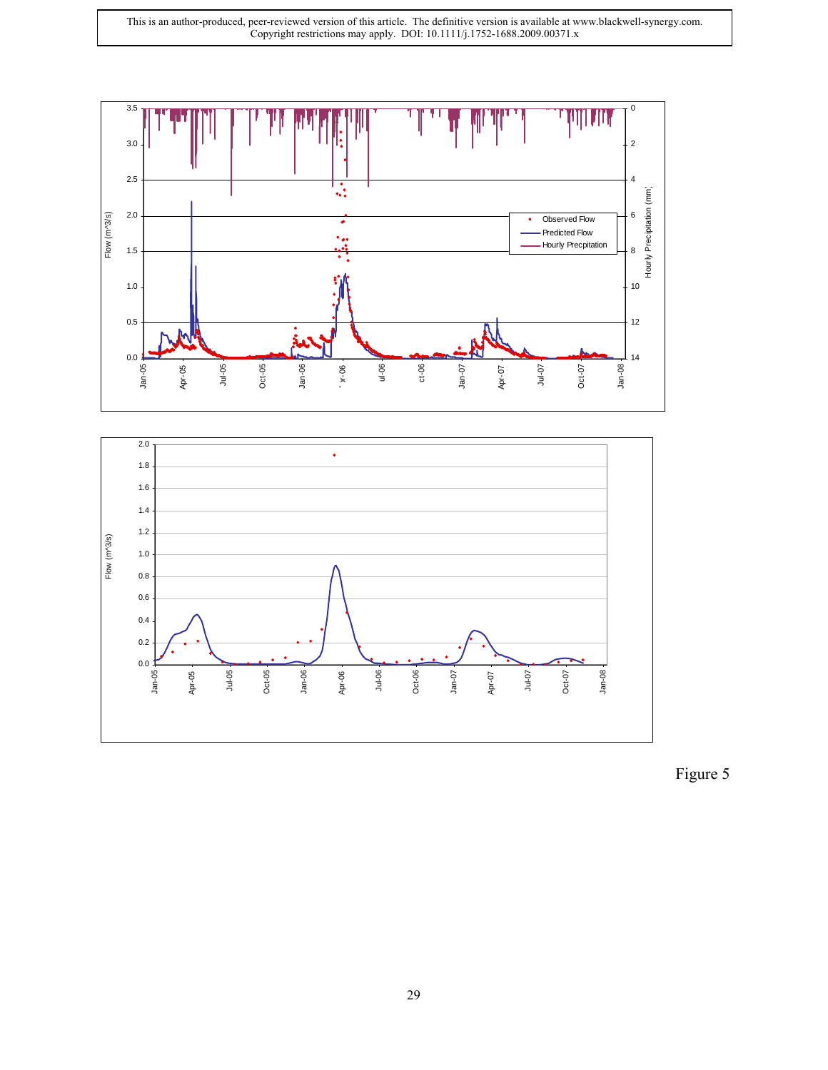Figure 5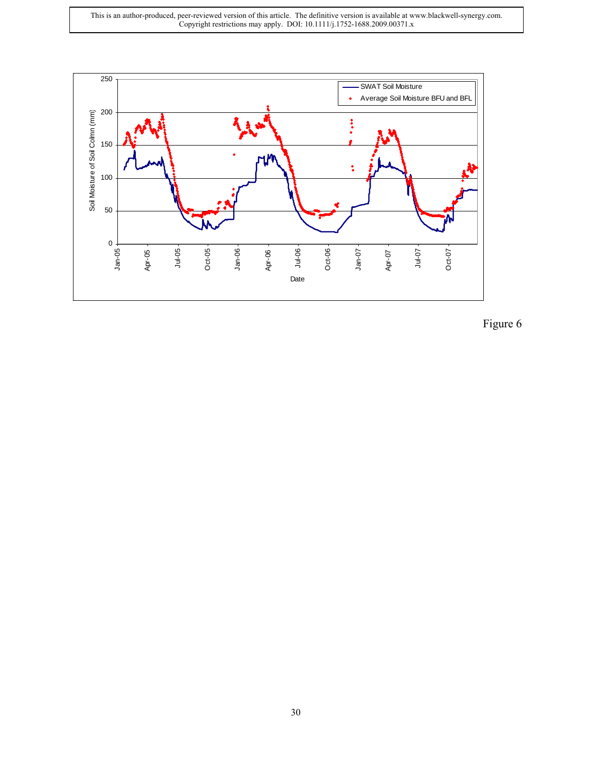Figure 6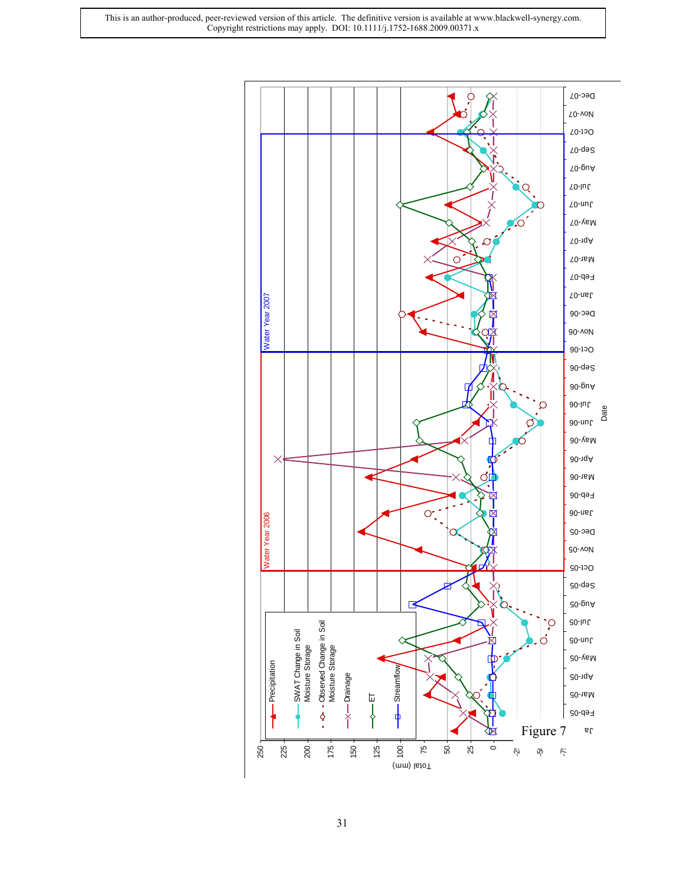This is an author-produced, peer-reviewed version of this article. The definitive version is available at www.blackwell-synergy.com. Copyright restrictions may apply. DOI: 10.1111/j.1752-1688.2009.00371.x

Figure 7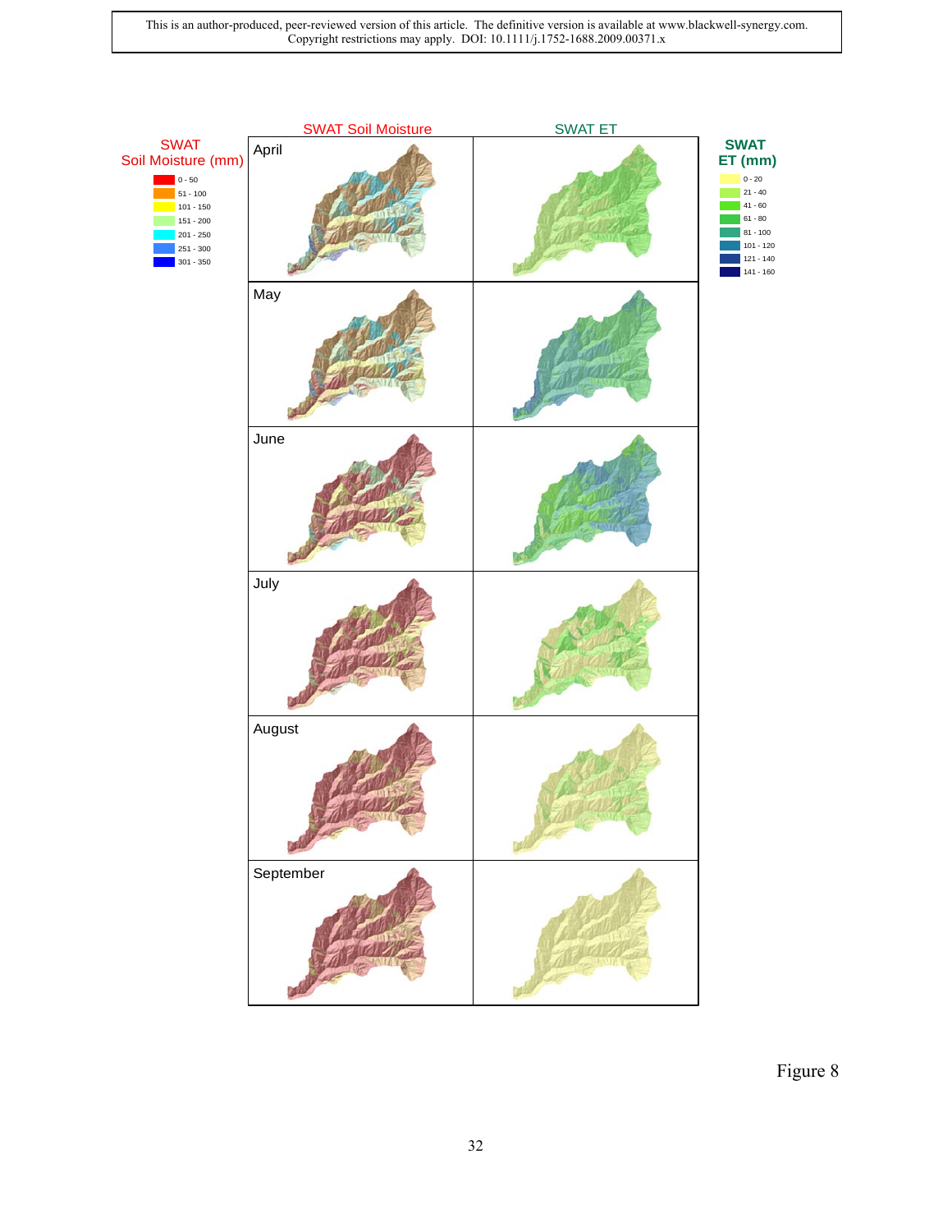This is an author-produced, peer-reviewed version of this article. The definitive version is available at www.blackwell-synergy.com. Copyright restrictions may apply. DOI: 10.1111/j.1752-1688.2009.00371.x

SWAT Soil Moisture

SWAT ET

SWAT Soil Moisture (mm)

0 - 50
51 - 100
101 - 150
151 - 200
201 - 250
251 - 300
301 - 350

SWAT ET (mm)

0 - 20
21 - 40
41 - 60
61 - 80
81 - 100
101 - 120
121 - 140
141 - 160

April

May

June

July

August

September

Figure 8